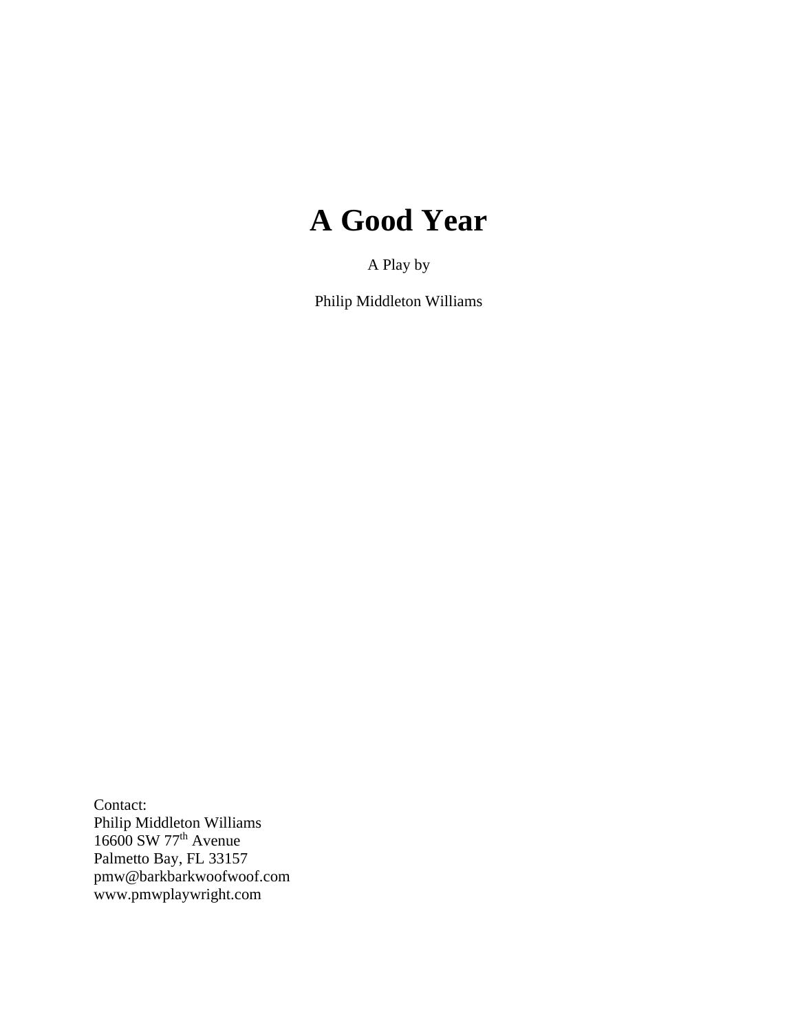# A Good Year

A Play by

Philip Middleton Williams

Contact:
Philip Middleton Williams
16600 SW 77th Avenue
Palmetto Bay, FL 33157
pmw@barkbarkwoofwoof.com
www.pmwplaywright.com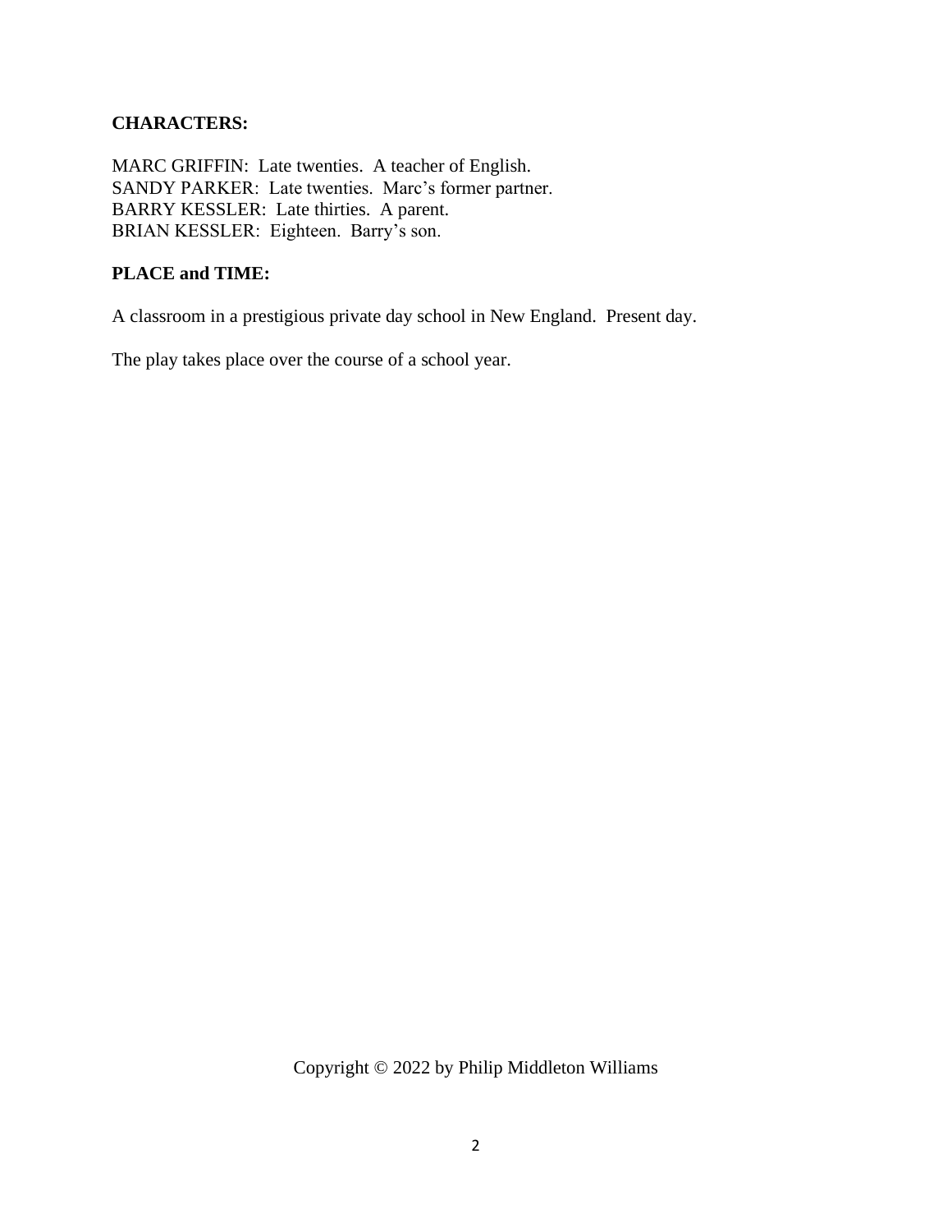**CHARACTERS:**

MARC GRIFFIN: Late twenties. A teacher of English.
SANDY PARKER: Late twenties. Marc's former partner.
BARRY KESSLER: Late thirties. A parent.
BRIAN KESSLER: Eighteen. Barry's son.

**PLACE and TIME:**

A classroom in a prestigious private day school in New England. Present day.

The play takes place over the course of a school year.

Copyright © 2022 by Philip Middleton Williams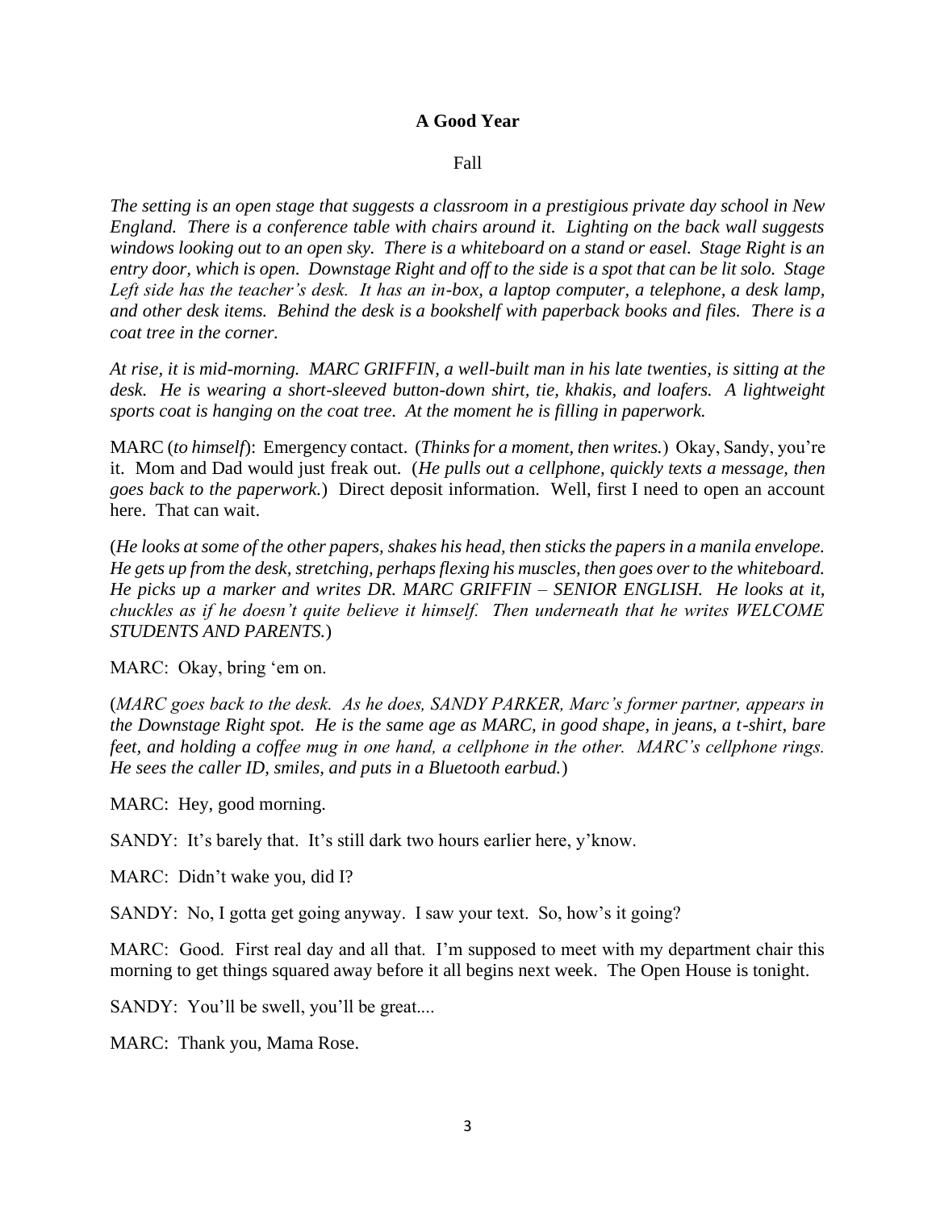**A Good Year**

Fall

*The setting is an open stage that suggests a classroom in a prestigious private day school in New England. There is a conference table with chairs around it. Lighting on the back wall suggests windows looking out to an open sky. There is a whiteboard on a stand or easel. Stage Right is an entry door, which is open. Downstage Right and off to the side is a spot that can be lit solo. Stage Left side has the teacher's desk. It has an in-box, a laptop computer, a telephone, a desk lamp, and other desk items. Behind the desk is a bookshelf with paperback books and files. There is a coat tree in the corner.*

*At rise, it is mid-morning. MARC GRIFFIN, a well-built man in his late twenties, is sitting at the desk. He is wearing a short-sleeved button-down shirt, tie, khakis, and loafers. A lightweight sports coat is hanging on the coat tree. At the moment he is filling in paperwork.*

MARC (*to himself*): Emergency contact. (*Thinks for a moment, then writes.*) Okay, Sandy, you're it. Mom and Dad would just freak out. (*He pulls out a cellphone, quickly texts a message, then goes back to the paperwork.*) Direct deposit information. Well, first I need to open an account here. That can wait.

(*He looks at some of the other papers, shakes his head, then sticks the papers in a manila envelope. He gets up from the desk, stretching, perhaps flexing his muscles, then goes over to the whiteboard. He picks up a marker and writes DR. MARC GRIFFIN – SENIOR ENGLISH. He looks at it, chuckles as if he doesn't quite believe it himself. Then underneath that he writes WELCOME STUDENTS AND PARENTS.*)

MARC: Okay, bring 'em on.

(*MARC goes back to the desk. As he does, SANDY PARKER, Marc's former partner, appears in the Downstage Right spot. He is the same age as MARC, in good shape, in jeans, a t-shirt, bare feet, and holding a coffee mug in one hand, a cellphone in the other. MARC's cellphone rings. He sees the caller ID, smiles, and puts in a Bluetooth earbud.*)

MARC: Hey, good morning.

SANDY: It's barely that. It's still dark two hours earlier here, y'know.

MARC: Didn't wake you, did I?

SANDY: No, I gotta get going anyway. I saw your text. So, how's it going?

MARC: Good. First real day and all that. I'm supposed to meet with my department chair this morning to get things squared away before it all begins next week. The Open House is tonight.

SANDY: You'll be swell, you'll be great....

MARC: Thank you, Mama Rose.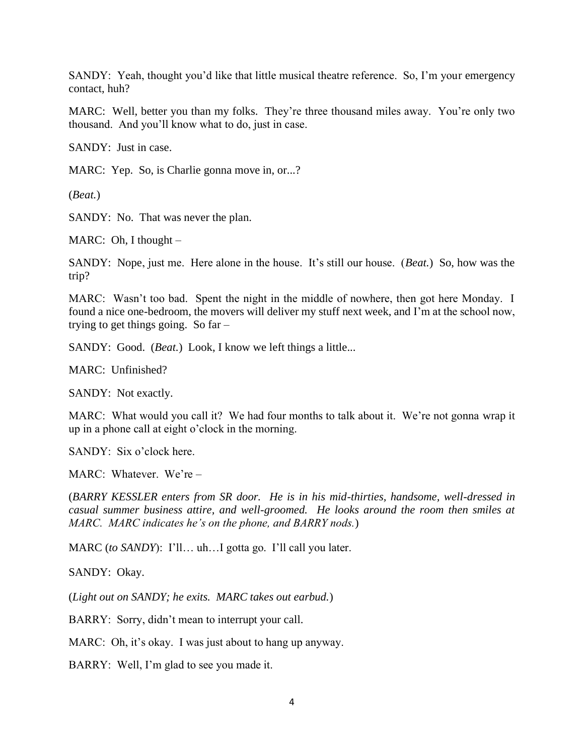SANDY: Yeah, thought you'd like that little musical theatre reference. So, I'm your emergency contact, huh?

MARC: Well, better you than my folks. They're three thousand miles away. You're only two thousand. And you'll know what to do, just in case.

SANDY: Just in case.

MARC: Yep. So, is Charlie gonna move in, or...?

(*Beat.*)

SANDY: No. That was never the plan.

MARC: Oh, I thought –

SANDY: Nope, just me. Here alone in the house. It's still our house. (*Beat.*) So, how was the trip?

MARC: Wasn't too bad. Spent the night in the middle of nowhere, then got here Monday. I found a nice one-bedroom, the movers will deliver my stuff next week, and I'm at the school now, trying to get things going. So far –

SANDY: Good. (*Beat.*) Look, I know we left things a little...

MARC: Unfinished?

SANDY: Not exactly.

MARC: What would you call it? We had four months to talk about it. We're not gonna wrap it up in a phone call at eight o'clock in the morning.

SANDY: Six o'clock here.

MARC: Whatever. We're –

(*BARRY KESSLER enters from SR door. He is in his mid-thirties, handsome, well-dressed in casual summer business attire, and well-groomed. He looks around the room then smiles at MARC. MARC indicates he's on the phone, and BARRY nods.*)

MARC (*to SANDY*): I'll… uh…I gotta go. I'll call you later.

SANDY: Okay.

(*Light out on SANDY; he exits. MARC takes out earbud.*)

BARRY: Sorry, didn't mean to interrupt your call.

MARC: Oh, it's okay. I was just about to hang up anyway.

BARRY: Well, I'm glad to see you made it.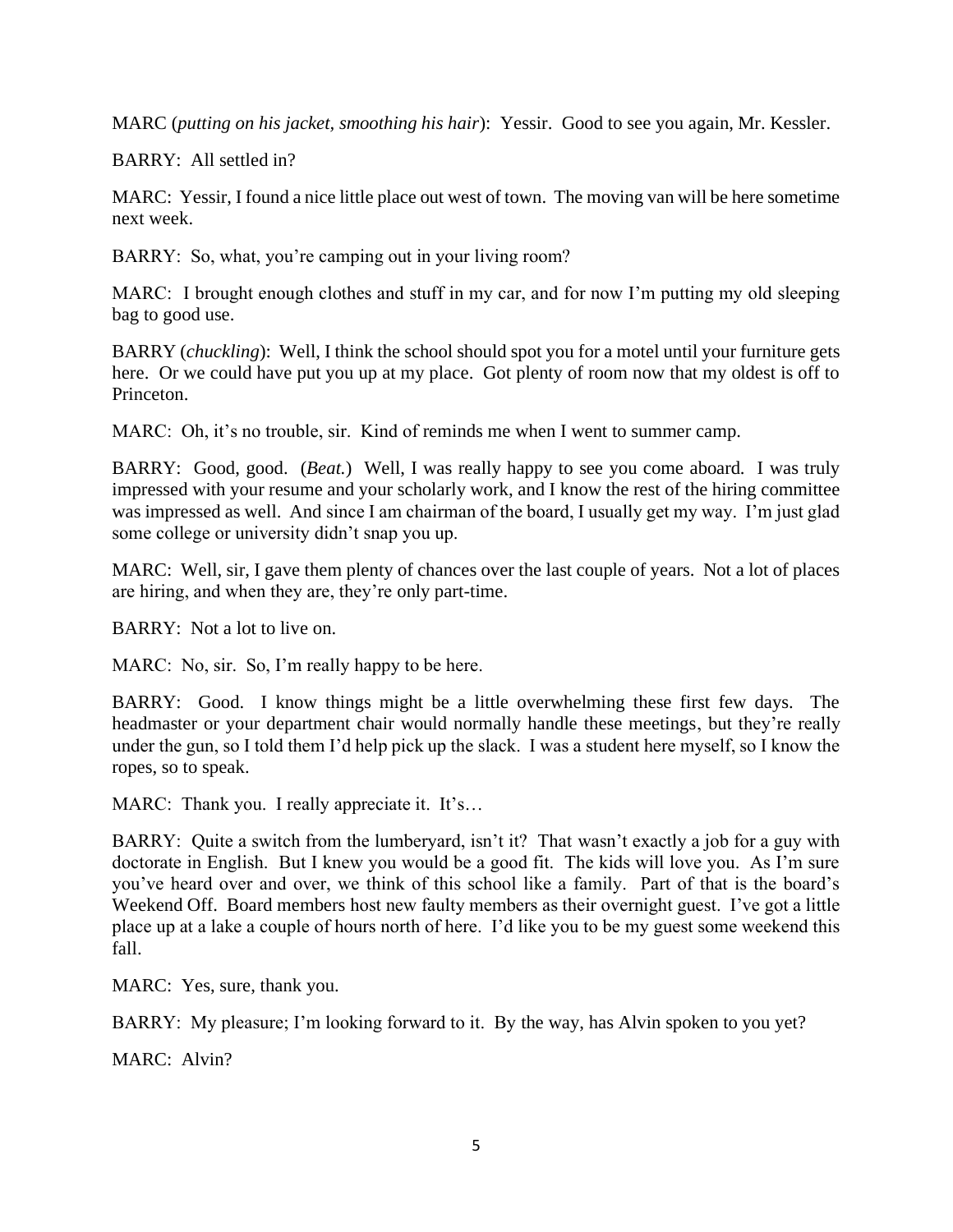MARC (*putting on his jacket, smoothing his hair*): Yessir. Good to see you again, Mr. Kessler.

BARRY: All settled in?

MARC: Yessir, I found a nice little place out west of town. The moving van will be here sometime next week.

BARRY: So, what, you're camping out in your living room?

MARC: I brought enough clothes and stuff in my car, and for now I'm putting my old sleeping bag to good use.

BARRY (*chuckling*): Well, I think the school should spot you for a motel until your furniture gets here. Or we could have put you up at my place. Got plenty of room now that my oldest is off to Princeton.

MARC: Oh, it's no trouble, sir. Kind of reminds me when I went to summer camp.

BARRY: Good, good. (*Beat.*) Well, I was really happy to see you come aboard. I was truly impressed with your resume and your scholarly work, and I know the rest of the hiring committee was impressed as well. And since I am chairman of the board, I usually get my way. I'm just glad some college or university didn't snap you up.

MARC: Well, sir, I gave them plenty of chances over the last couple of years. Not a lot of places are hiring, and when they are, they're only part-time.

BARRY: Not a lot to live on.

MARC: No, sir. So, I'm really happy to be here.

BARRY: Good. I know things might be a little overwhelming these first few days. The headmaster or your department chair would normally handle these meetings, but they're really under the gun, so I told them I'd help pick up the slack. I was a student here myself, so I know the ropes, so to speak.

MARC: Thank you. I really appreciate it. It's…

BARRY: Quite a switch from the lumberyard, isn't it? That wasn't exactly a job for a guy with doctorate in English. But I knew you would be a good fit. The kids will love you. As I'm sure you've heard over and over, we think of this school like a family. Part of that is the board's Weekend Off. Board members host new faulty members as their overnight guest. I've got a little place up at a lake a couple of hours north of here. I'd like you to be my guest some weekend this fall.

MARC: Yes, sure, thank you.

BARRY: My pleasure; I'm looking forward to it. By the way, has Alvin spoken to you yet?

MARC: Alvin?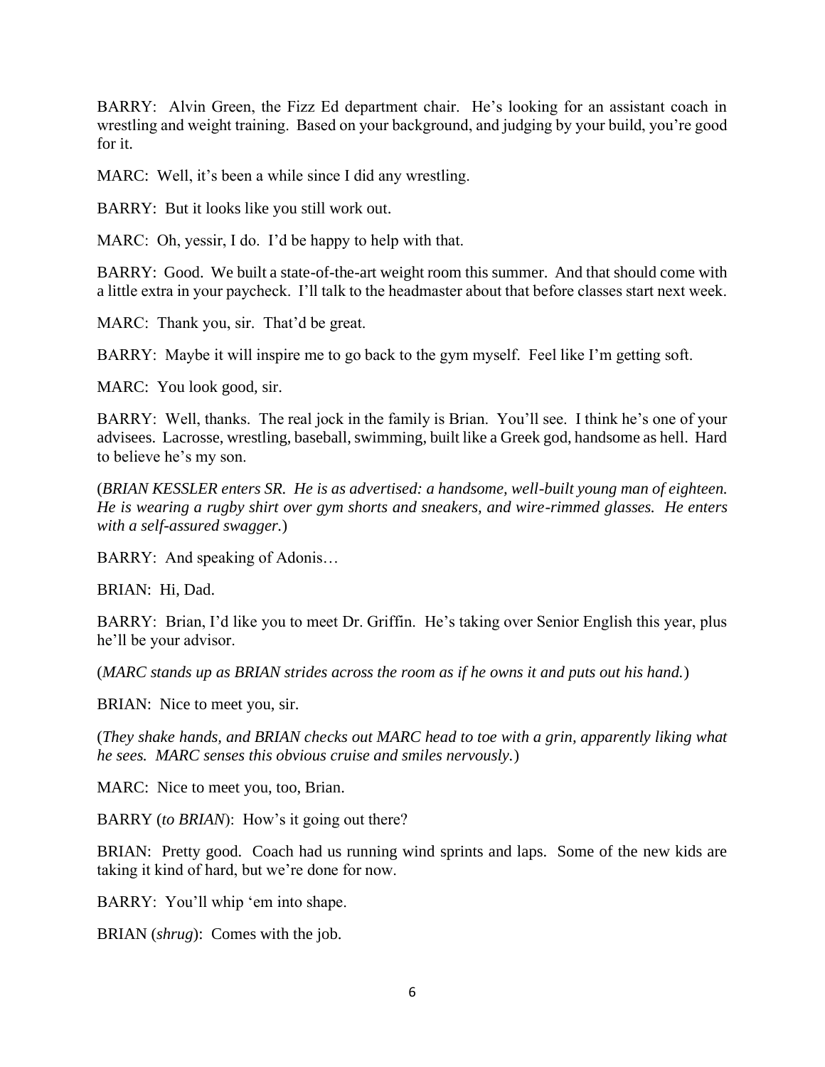BARRY: Alvin Green, the Fizz Ed department chair. He's looking for an assistant coach in wrestling and weight training. Based on your background, and judging by your build, you're good for it.

MARC: Well, it's been a while since I did any wrestling.

BARRY: But it looks like you still work out.

MARC: Oh, yessir, I do. I'd be happy to help with that.

BARRY: Good. We built a state-of-the-art weight room this summer. And that should come with a little extra in your paycheck. I'll talk to the headmaster about that before classes start next week.

MARC: Thank you, sir. That'd be great.

BARRY: Maybe it will inspire me to go back to the gym myself. Feel like I'm getting soft.

MARC: You look good, sir.

BARRY: Well, thanks. The real jock in the family is Brian. You'll see. I think he's one of your advisees. Lacrosse, wrestling, baseball, swimming, built like a Greek god, handsome as hell. Hard to believe he's my son.

(*BRIAN KESSLER enters SR. He is as advertised: a handsome, well-built young man of eighteen. He is wearing a rugby shirt over gym shorts and sneakers, and wire-rimmed glasses. He enters with a self-assured swagger.*)

BARRY: And speaking of Adonis…

BRIAN: Hi, Dad.

BARRY: Brian, I'd like you to meet Dr. Griffin. He's taking over Senior English this year, plus he'll be your advisor.

(*MARC stands up as BRIAN strides across the room as if he owns it and puts out his hand.*)

BRIAN: Nice to meet you, sir.

(*They shake hands, and BRIAN checks out MARC head to toe with a grin, apparently liking what he sees. MARC senses this obvious cruise and smiles nervously.*)

MARC: Nice to meet you, too, Brian.

BARRY (*to BRIAN*): How's it going out there?

BRIAN: Pretty good. Coach had us running wind sprints and laps. Some of the new kids are taking it kind of hard, but we're done for now.

BARRY: You'll whip 'em into shape.

BRIAN (*shrug*): Comes with the job.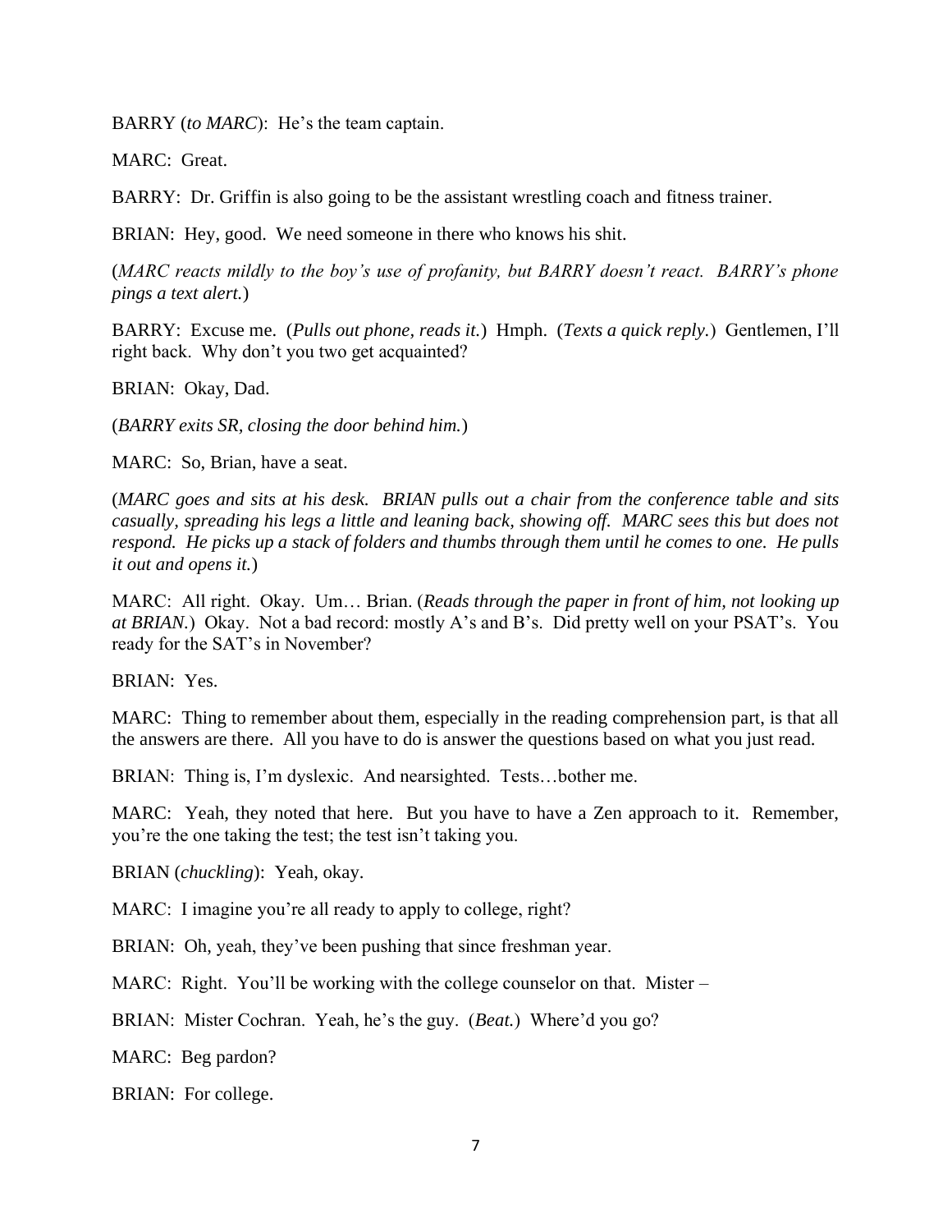BARRY (*to MARC*): He's the team captain.

MARC: Great.

BARRY: Dr. Griffin is also going to be the assistant wrestling coach and fitness trainer.

BRIAN: Hey, good. We need someone in there who knows his shit.

(*MARC reacts mildly to the boy's use of profanity, but BARRY doesn't react. BARRY's phone pings a text alert.*)

BARRY: Excuse me. (*Pulls out phone, reads it.*) Hmph. (*Texts a quick reply.*) Gentlemen, I'll right back. Why don't you two get acquainted?

BRIAN: Okay, Dad.

(*BARRY exits SR, closing the door behind him.*)

MARC: So, Brian, have a seat.

(*MARC goes and sits at his desk. BRIAN pulls out a chair from the conference table and sits casually, spreading his legs a little and leaning back, showing off. MARC sees this but does not respond. He picks up a stack of folders and thumbs through them until he comes to one. He pulls it out and opens it.*)

MARC: All right. Okay. Um… Brian. (*Reads through the paper in front of him, not looking up at BRIAN.*) Okay. Not a bad record: mostly A's and B's. Did pretty well on your PSAT's. You ready for the SAT's in November?

BRIAN: Yes.

MARC: Thing to remember about them, especially in the reading comprehension part, is that all the answers are there. All you have to do is answer the questions based on what you just read.

BRIAN: Thing is, I'm dyslexic. And nearsighted. Tests…bother me.

MARC: Yeah, they noted that here. But you have to have a Zen approach to it. Remember, you're the one taking the test; the test isn't taking you.

BRIAN (*chuckling*): Yeah, okay.

MARC: I imagine you're all ready to apply to college, right?

BRIAN: Oh, yeah, they've been pushing that since freshman year.

MARC: Right. You'll be working with the college counselor on that. Mister –

BRIAN: Mister Cochran. Yeah, he's the guy. (*Beat.*) Where'd you go?

MARC: Beg pardon?

BRIAN: For college.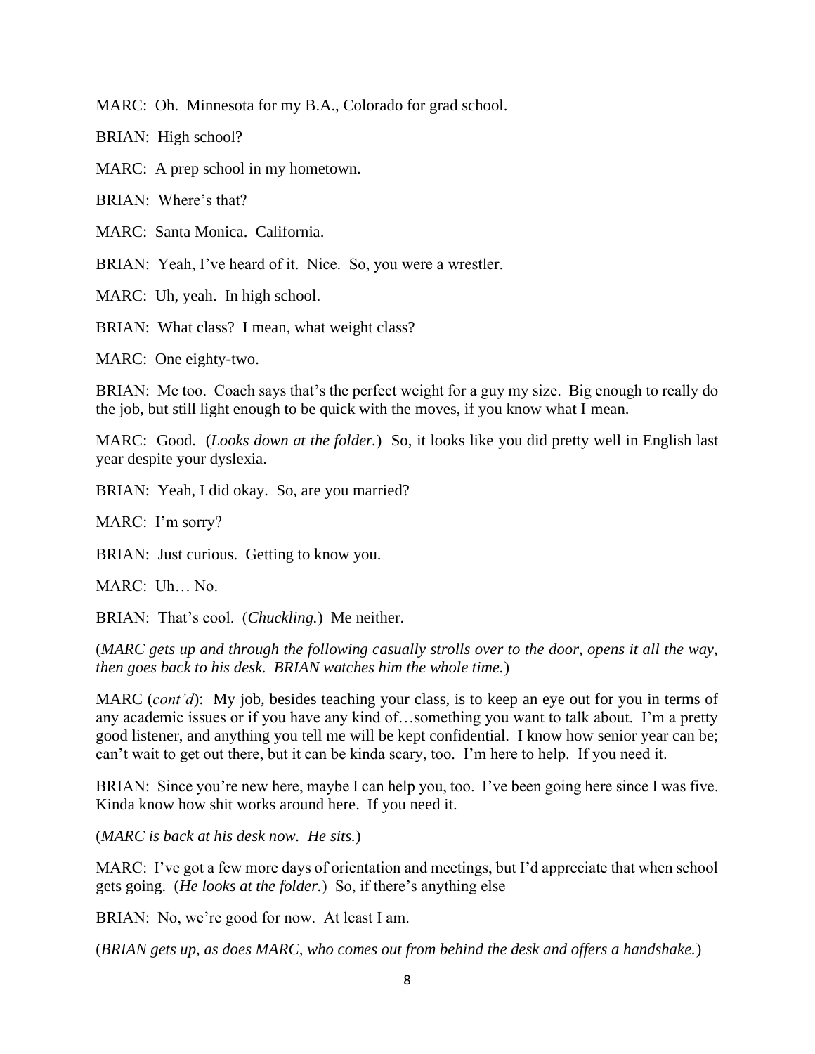MARC: Oh. Minnesota for my B.A., Colorado for grad school.

BRIAN: High school?

MARC: A prep school in my hometown.

BRIAN: Where's that?

MARC: Santa Monica. California.

BRIAN: Yeah, I've heard of it. Nice. So, you were a wrestler.

MARC: Uh, yeah. In high school.

BRIAN: What class? I mean, what weight class?

MARC: One eighty-two.

BRIAN: Me too. Coach says that's the perfect weight for a guy my size. Big enough to really do the job, but still light enough to be quick with the moves, if you know what I mean.

MARC: Good. (*Looks down at the folder.*) So, it looks like you did pretty well in English last year despite your dyslexia.

BRIAN: Yeah, I did okay. So, are you married?

MARC: I'm sorry?

BRIAN: Just curious. Getting to know you.

MARC: Uh… No.

BRIAN: That's cool. (*Chuckling.*) Me neither.

(*MARC gets up and through the following casually strolls over to the door, opens it all the way, then goes back to his desk. BRIAN watches him the whole time.*)

MARC (*cont'd*): My job, besides teaching your class, is to keep an eye out for you in terms of any academic issues or if you have any kind of…something you want to talk about. I'm a pretty good listener, and anything you tell me will be kept confidential. I know how senior year can be; can't wait to get out there, but it can be kinda scary, too. I'm here to help. If you need it.

BRIAN: Since you're new here, maybe I can help you, too. I've been going here since I was five. Kinda know how shit works around here. If you need it.

(*MARC is back at his desk now. He sits.*)

MARC: I've got a few more days of orientation and meetings, but I'd appreciate that when school gets going. (*He looks at the folder.*) So, if there's anything else –

BRIAN: No, we're good for now. At least I am.

(*BRIAN gets up, as does MARC, who comes out from behind the desk and offers a handshake.*)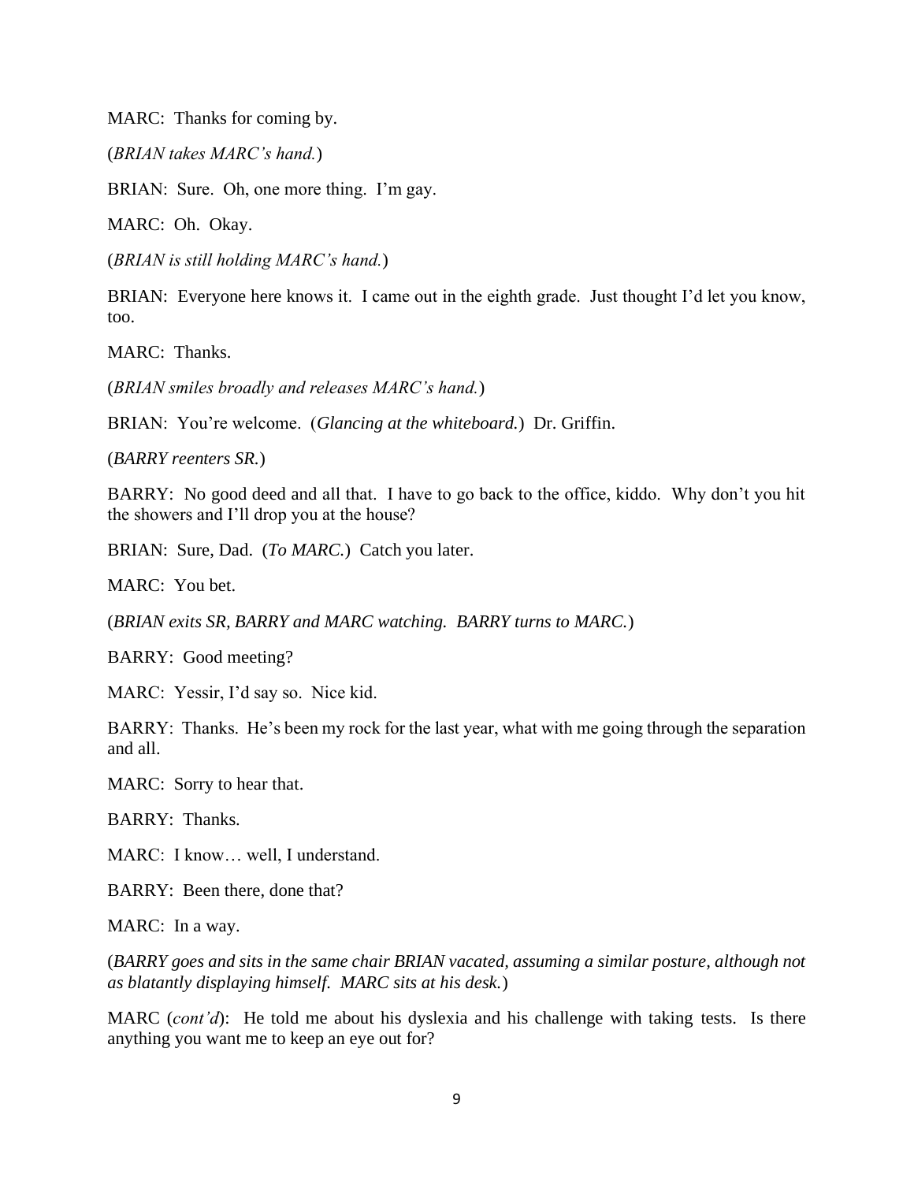MARC: Thanks for coming by.

(*BRIAN takes MARC's hand.*)

BRIAN: Sure. Oh, one more thing. I'm gay.

MARC: Oh. Okay.

(*BRIAN is still holding MARC's hand.*)

BRIAN: Everyone here knows it. I came out in the eighth grade. Just thought I'd let you know, too.

MARC: Thanks.

(*BRIAN smiles broadly and releases MARC's hand.*)

BRIAN: You're welcome. (*Glancing at the whiteboard.*) Dr. Griffin.

(*BARRY reenters SR.*)

BARRY: No good deed and all that. I have to go back to the office, kiddo. Why don't you hit the showers and I'll drop you at the house?

BRIAN: Sure, Dad. (*To MARC.*) Catch you later.

MARC: You bet.

(*BRIAN exits SR, BARRY and MARC watching. BARRY turns to MARC.*)

BARRY: Good meeting?

MARC: Yessir, I'd say so. Nice kid.

BARRY: Thanks. He's been my rock for the last year, what with me going through the separation and all.

MARC: Sorry to hear that.

BARRY: Thanks.

MARC: I know… well, I understand.

BARRY: Been there, done that?

MARC: In a way.

(*BARRY goes and sits in the same chair BRIAN vacated, assuming a similar posture, although not as blatantly displaying himself. MARC sits at his desk.*)

MARC (*cont'd*): He told me about his dyslexia and his challenge with taking tests. Is there anything you want me to keep an eye out for?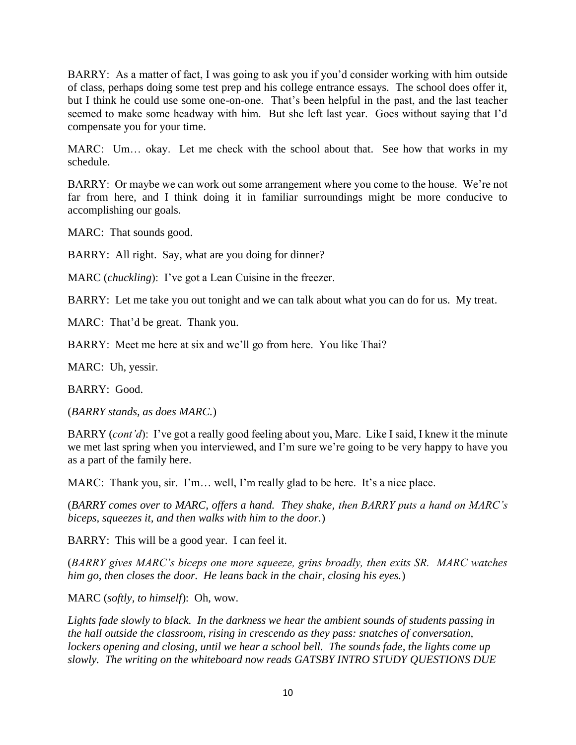BARRY: As a matter of fact, I was going to ask you if you'd consider working with him outside of class, perhaps doing some test prep and his college entrance essays. The school does offer it, but I think he could use some one-on-one. That's been helpful in the past, and the last teacher seemed to make some headway with him. But she left last year. Goes without saying that I'd compensate you for your time.

MARC: Um… okay. Let me check with the school about that. See how that works in my schedule.

BARRY: Or maybe we can work out some arrangement where you come to the house. We're not far from here, and I think doing it in familiar surroundings might be more conducive to accomplishing our goals.

MARC: That sounds good.

BARRY: All right. Say, what are you doing for dinner?

MARC (*chuckling*): I've got a Lean Cuisine in the freezer.

BARRY: Let me take you out tonight and we can talk about what you can do for us. My treat.

MARC: That'd be great. Thank you.

BARRY: Meet me here at six and we'll go from here. You like Thai?

MARC: Uh, yessir.

BARRY: Good.

(*BARRY stands, as does MARC.*)

BARRY (*cont'd*): I've got a really good feeling about you, Marc. Like I said, I knew it the minute we met last spring when you interviewed, and I'm sure we're going to be very happy to have you as a part of the family here.

MARC: Thank you, sir. I'm… well, I'm really glad to be here. It's a nice place.

(*BARRY comes over to MARC, offers a hand. They shake, then BARRY puts a hand on MARC's biceps, squeezes it, and then walks with him to the door.*)

BARRY: This will be a good year. I can feel it.

(*BARRY gives MARC's biceps one more squeeze, grins broadly, then exits SR. MARC watches him go, then closes the door. He leans back in the chair, closing his eyes.*)

MARC (*softly, to himself*): Oh, wow.

*Lights fade slowly to black. In the darkness we hear the ambient sounds of students passing in the hall outside the classroom, rising in crescendo as they pass: snatches of conversation, lockers opening and closing, until we hear a school bell. The sounds fade, the lights come up slowly. The writing on the whiteboard now reads GATSBY INTRO STUDY QUESTIONS DUE*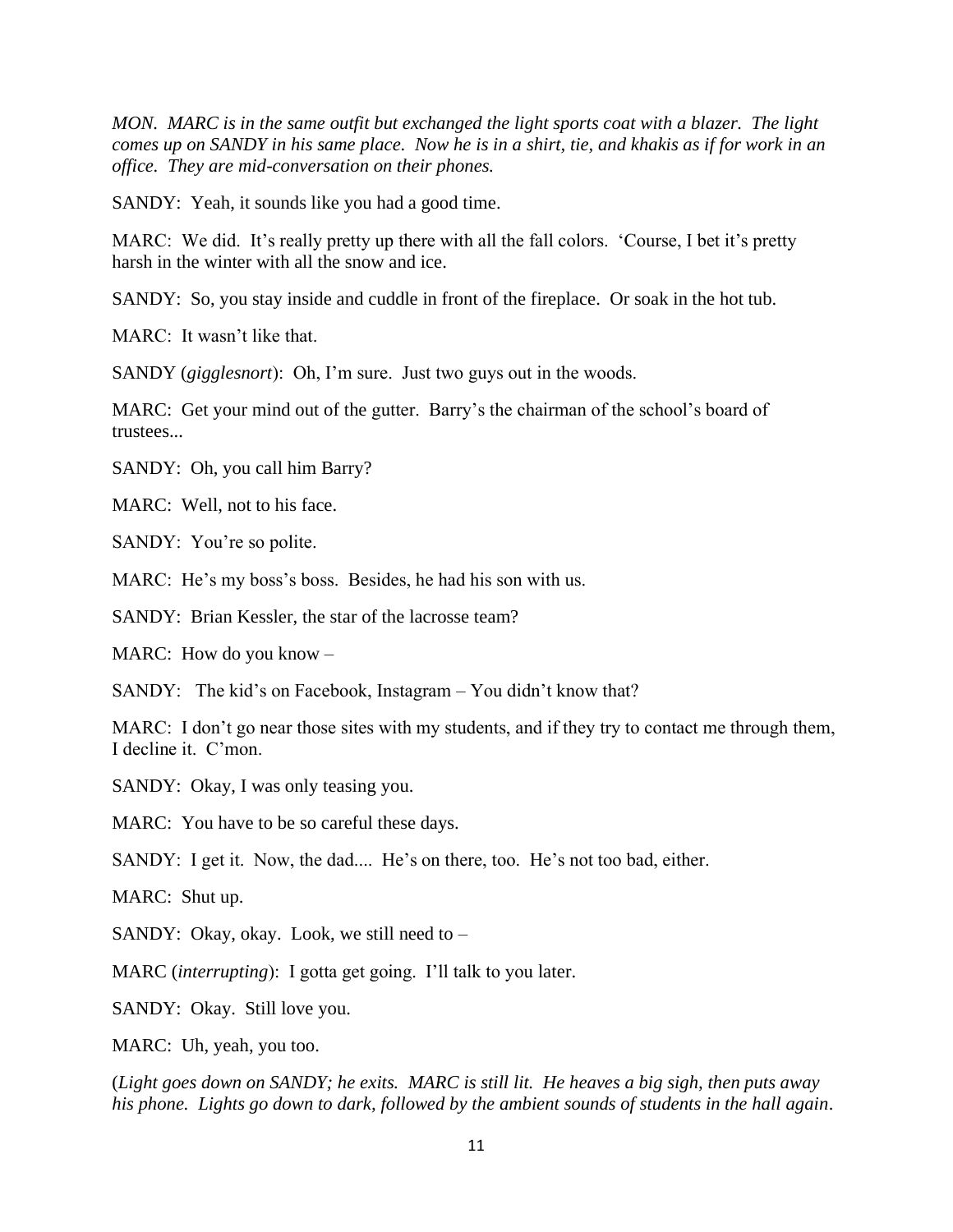*MON. MARC is in the same outfit but exchanged the light sports coat with a blazer. The light comes up on SANDY in his same place. Now he is in a shirt, tie, and khakis as if for work in an office. They are mid-conversation on their phones.*

SANDY: Yeah, it sounds like you had a good time.

MARC: We did. It's really pretty up there with all the fall colors. 'Course, I bet it's pretty harsh in the winter with all the snow and ice.

SANDY: So, you stay inside and cuddle in front of the fireplace. Or soak in the hot tub.

MARC: It wasn't like that.

SANDY (*gigglesnort*): Oh, I'm sure. Just two guys out in the woods.

MARC: Get your mind out of the gutter. Barry's the chairman of the school's board of trustees...

SANDY: Oh, you call him Barry?

MARC: Well, not to his face.

SANDY: You're so polite.

MARC: He's my boss's boss. Besides, he had his son with us.

SANDY: Brian Kessler, the star of the lacrosse team?

MARC: How do you know –

SANDY: The kid's on Facebook, Instagram – You didn't know that?

MARC: I don't go near those sites with my students, and if they try to contact me through them, I decline it. C'mon.

SANDY: Okay, I was only teasing you.

MARC: You have to be so careful these days.

SANDY: I get it. Now, the dad.... He's on there, too. He's not too bad, either.

MARC: Shut up.

SANDY: Okay, okay. Look, we still need to –

MARC (*interrupting*): I gotta get going. I'll talk to you later.

SANDY: Okay. Still love you.

MARC: Uh, yeah, you too.

(*Light goes down on SANDY; he exits. MARC is still lit. He heaves a big sigh, then puts away his phone. Lights go down to dark, followed by the ambient sounds of students in the hall again.*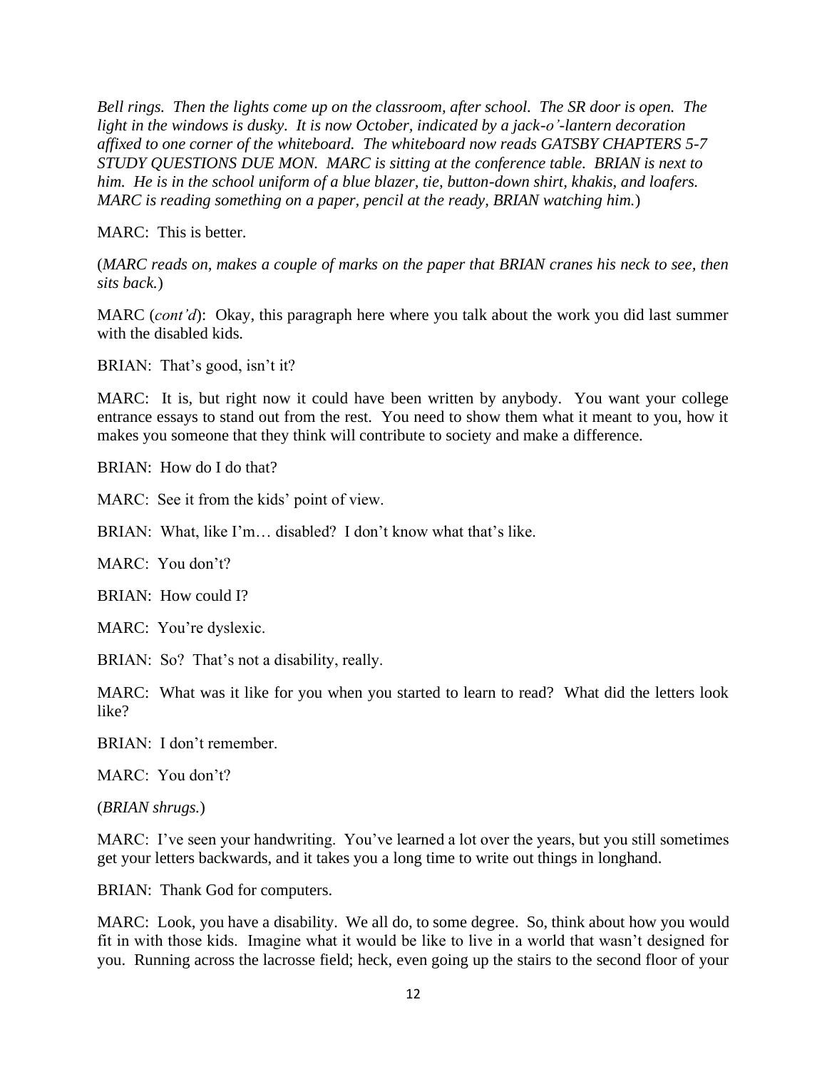*Bell rings. Then the lights come up on the classroom, after school. The SR door is open. The light in the windows is dusky. It is now October, indicated by a jack-o'-lantern decoration affixed to one corner of the whiteboard. The whiteboard now reads GATSBY CHAPTERS 5-7 STUDY QUESTIONS DUE MON. MARC is sitting at the conference table. BRIAN is next to him. He is in the school uniform of a blue blazer, tie, button-down shirt, khakis, and loafers. MARC is reading something on a paper, pencil at the ready, BRIAN watching him.*)

MARC: This is better.

(*MARC reads on, makes a couple of marks on the paper that BRIAN cranes his neck to see, then sits back.*)

MARC (*cont'd*): Okay, this paragraph here where you talk about the work you did last summer with the disabled kids.

BRIAN: That's good, isn't it?

MARC: It is, but right now it could have been written by anybody. You want your college entrance essays to stand out from the rest. You need to show them what it meant to you, how it makes you someone that they think will contribute to society and make a difference.

BRIAN: How do I do that?

MARC: See it from the kids' point of view.

BRIAN: What, like I'm… disabled? I don't know what that's like.

MARC: You don't?

BRIAN: How could I?

MARC: You're dyslexic.

BRIAN: So? That's not a disability, really.

MARC: What was it like for you when you started to learn to read? What did the letters look like?

BRIAN: I don't remember.

MARC: You don't?

(*BRIAN shrugs.*)

MARC: I've seen your handwriting. You've learned a lot over the years, but you still sometimes get your letters backwards, and it takes you a long time to write out things in longhand.

BRIAN: Thank God for computers.

MARC: Look, you have a disability. We all do, to some degree. So, think about how you would fit in with those kids. Imagine what it would be like to live in a world that wasn't designed for you. Running across the lacrosse field; heck, even going up the stairs to the second floor of your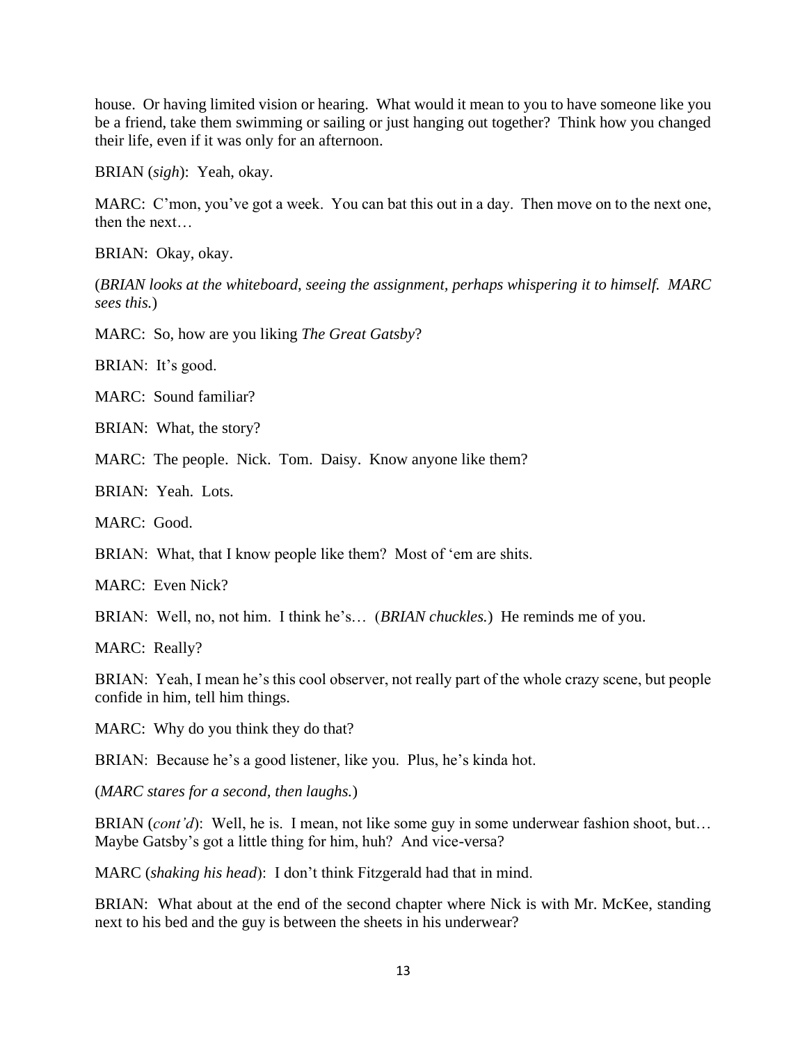house. Or having limited vision or hearing. What would it mean to you to have someone like you be a friend, take them swimming or sailing or just hanging out together? Think how you changed their life, even if it was only for an afternoon.

BRIAN (*sigh*): Yeah, okay.

MARC: C'mon, you've got a week. You can bat this out in a day. Then move on to the next one, then the next…

BRIAN: Okay, okay.

(*BRIAN looks at the whiteboard, seeing the assignment, perhaps whispering it to himself. MARC sees this.*)

MARC: So, how are you liking *The Great Gatsby*?

BRIAN: It's good.

MARC: Sound familiar?

BRIAN: What, the story?

MARC: The people. Nick. Tom. Daisy. Know anyone like them?

BRIAN: Yeah. Lots.

MARC: Good.

BRIAN: What, that I know people like them? Most of 'em are shits.

MARC: Even Nick?

BRIAN: Well, no, not him. I think he's… (*BRIAN chuckles.*) He reminds me of you.

MARC: Really?

BRIAN: Yeah, I mean he's this cool observer, not really part of the whole crazy scene, but people confide in him, tell him things.

MARC: Why do you think they do that?

BRIAN: Because he's a good listener, like you. Plus, he's kinda hot.

(*MARC stares for a second, then laughs.*)

BRIAN (*cont'd*): Well, he is. I mean, not like some guy in some underwear fashion shoot, but… Maybe Gatsby's got a little thing for him, huh? And vice-versa?

MARC (*shaking his head*): I don't think Fitzgerald had that in mind.

BRIAN: What about at the end of the second chapter where Nick is with Mr. McKee, standing next to his bed and the guy is between the sheets in his underwear?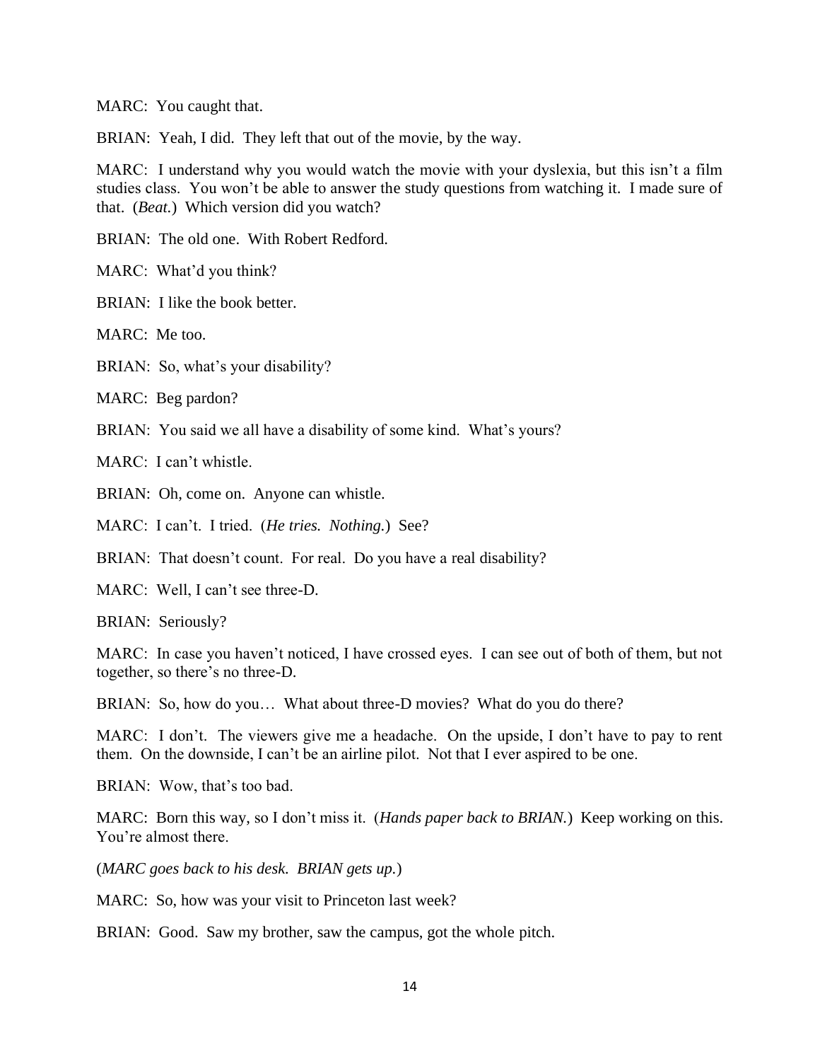MARC: You caught that.

BRIAN: Yeah, I did. They left that out of the movie, by the way.

MARC: I understand why you would watch the movie with your dyslexia, but this isn't a film studies class. You won't be able to answer the study questions from watching it. I made sure of that. (*Beat.*) Which version did you watch?

BRIAN: The old one. With Robert Redford.

MARC: What'd you think?

BRIAN: I like the book better.

MARC: Me too.

BRIAN: So, what's your disability?

MARC: Beg pardon?

BRIAN: You said we all have a disability of some kind. What's yours?

MARC: I can't whistle.

BRIAN: Oh, come on. Anyone can whistle.

MARC: I can't. I tried. (*He tries. Nothing.*) See?

BRIAN: That doesn't count. For real. Do you have a real disability?

MARC: Well, I can't see three-D.

BRIAN: Seriously?

MARC: In case you haven't noticed, I have crossed eyes. I can see out of both of them, but not together, so there's no three-D.

BRIAN: So, how do you… What about three-D movies? What do you do there?

MARC: I don't. The viewers give me a headache. On the upside, I don't have to pay to rent them. On the downside, I can't be an airline pilot. Not that I ever aspired to be one.

BRIAN: Wow, that's too bad.

MARC: Born this way, so I don't miss it. (*Hands paper back to BRIAN.*) Keep working on this. You're almost there.

(*MARC goes back to his desk. BRIAN gets up.*)

MARC: So, how was your visit to Princeton last week?

BRIAN: Good. Saw my brother, saw the campus, got the whole pitch.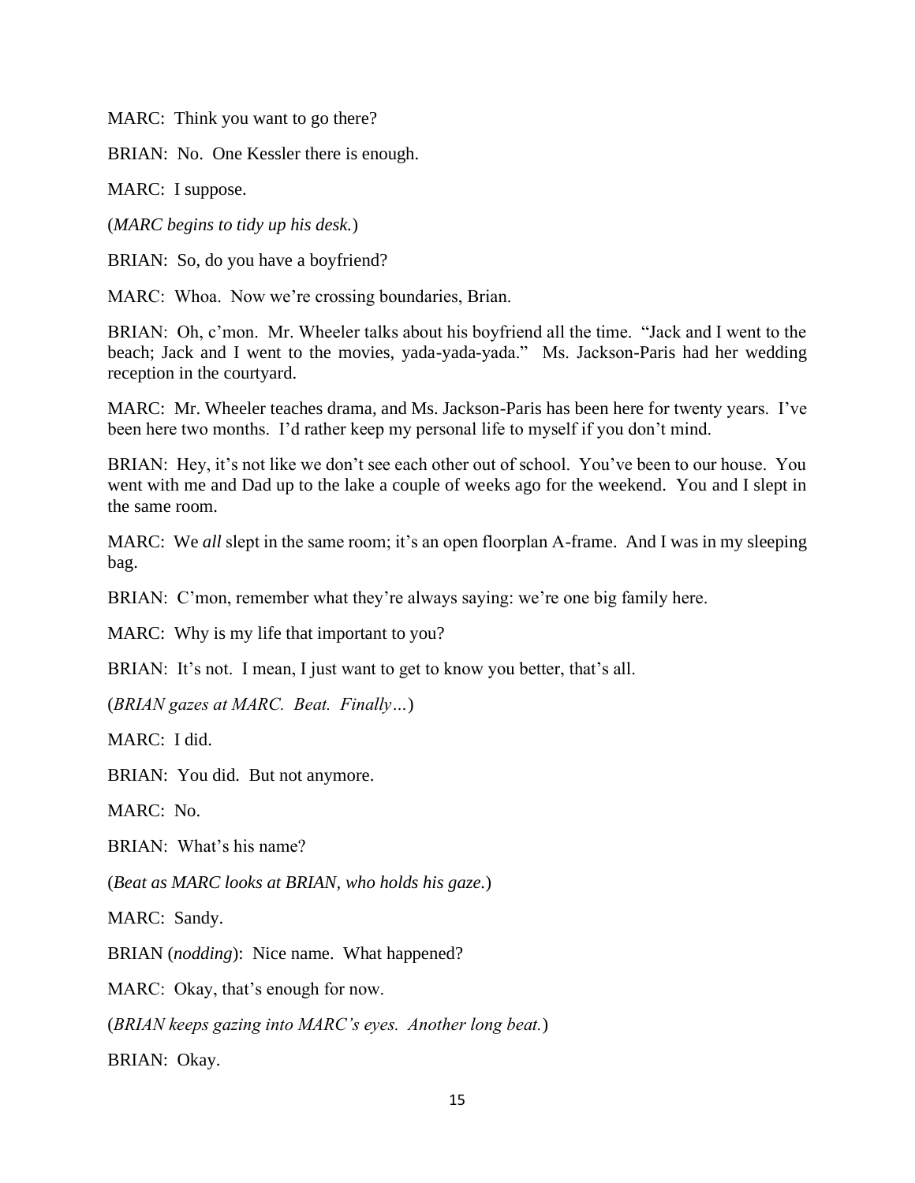MARC: Think you want to go there?

BRIAN: No. One Kessler there is enough.

MARC: I suppose.

(*MARC begins to tidy up his desk.*)

BRIAN: So, do you have a boyfriend?

MARC: Whoa. Now we're crossing boundaries, Brian.

BRIAN: Oh, c'mon. Mr. Wheeler talks about his boyfriend all the time. "Jack and I went to the beach; Jack and I went to the movies, yada-yada-yada." Ms. Jackson-Paris had her wedding reception in the courtyard.

MARC: Mr. Wheeler teaches drama, and Ms. Jackson-Paris has been here for twenty years. I've been here two months. I'd rather keep my personal life to myself if you don't mind.

BRIAN: Hey, it's not like we don't see each other out of school. You've been to our house. You went with me and Dad up to the lake a couple of weeks ago for the weekend. You and I slept in the same room.

MARC: We *all* slept in the same room; it's an open floorplan A-frame. And I was in my sleeping bag.

BRIAN: C'mon, remember what they're always saying: we're one big family here.

MARC: Why is my life that important to you?

BRIAN: It's not. I mean, I just want to get to know you better, that's all.

(*BRIAN gazes at MARC. Beat. Finally…*)

MARC: I did.

BRIAN: You did. But not anymore.

MARC: No.

BRIAN: What's his name?

(*Beat as MARC looks at BRIAN, who holds his gaze.*)

MARC: Sandy.

BRIAN (*nodding*): Nice name. What happened?

MARC: Okay, that's enough for now.

(*BRIAN keeps gazing into MARC's eyes. Another long beat.*)

BRIAN: Okay.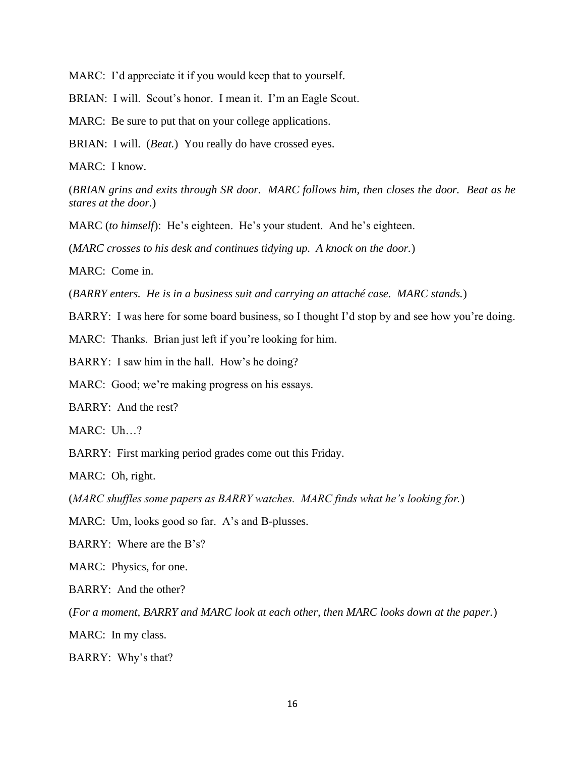MARC: I'd appreciate it if you would keep that to yourself.

BRIAN: I will. Scout's honor. I mean it. I'm an Eagle Scout.

MARC: Be sure to put that on your college applications.

BRIAN: I will. (*Beat.*) You really do have crossed eyes.

MARC: I know.

(*BRIAN grins and exits through SR door. MARC follows him, then closes the door. Beat as he stares at the door.*)

MARC (*to himself*): He's eighteen. He's your student. And he's eighteen.

(*MARC crosses to his desk and continues tidying up. A knock on the door.*)

MARC: Come in.

(*BARRY enters. He is in a business suit and carrying an attaché case. MARC stands.*)

BARRY: I was here for some board business, so I thought I'd stop by and see how you're doing.

MARC: Thanks. Brian just left if you're looking for him.

BARRY: I saw him in the hall. How's he doing?

MARC: Good; we're making progress on his essays.

BARRY: And the rest?

MARC: Uh…?

BARRY: First marking period grades come out this Friday.

MARC: Oh, right.

(*MARC shuffles some papers as BARRY watches. MARC finds what he's looking for.*)

MARC: Um, looks good so far. A's and B-plusses.

BARRY: Where are the B's?

MARC: Physics, for one.

BARRY: And the other?

(*For a moment, BARRY and MARC look at each other, then MARC looks down at the paper.*)

MARC: In my class.

BARRY: Why's that?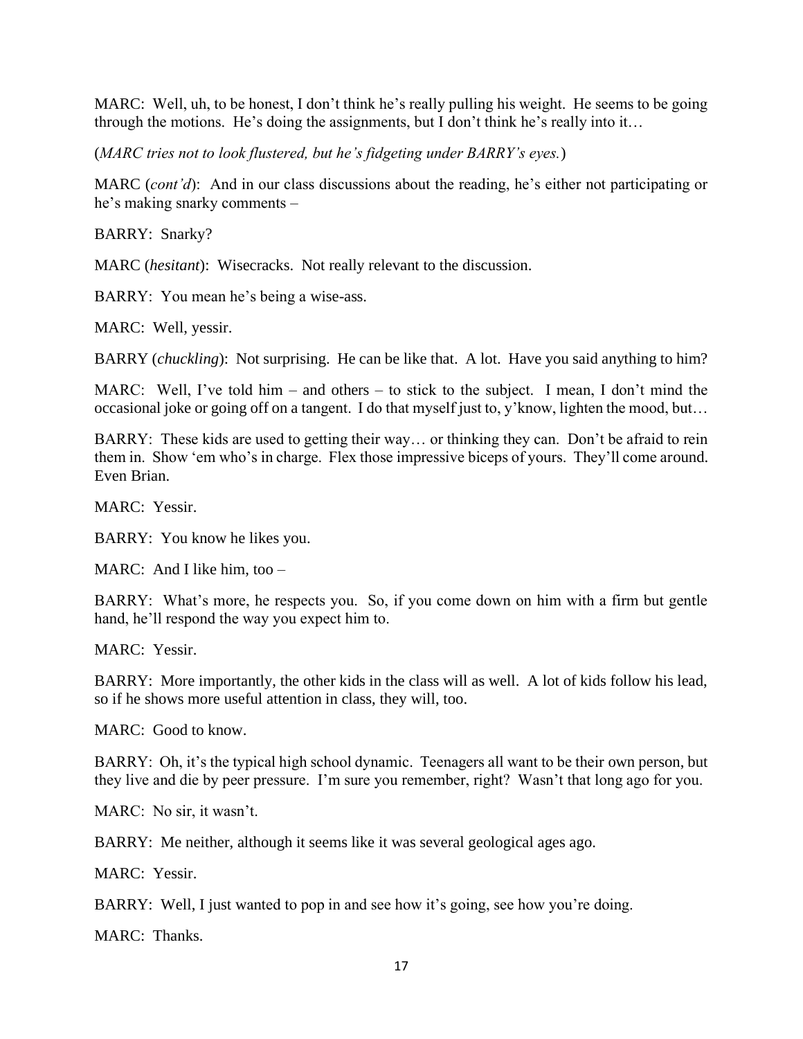MARC: Well, uh, to be honest, I don't think he's really pulling his weight. He seems to be going through the motions. He's doing the assignments, but I don't think he's really into it…

(*MARC tries not to look flustered, but he's fidgeting under BARRY's eyes.*)

MARC (*cont'd*): And in our class discussions about the reading, he's either not participating or he's making snarky comments –

BARRY: Snarky?

MARC (*hesitant*): Wisecracks. Not really relevant to the discussion.

BARRY: You mean he's being a wise-ass.

MARC: Well, yessir.

BARRY (*chuckling*): Not surprising. He can be like that. A lot. Have you said anything to him?

MARC: Well, I've told him – and others – to stick to the subject. I mean, I don't mind the occasional joke or going off on a tangent. I do that myself just to, y'know, lighten the mood, but…

BARRY: These kids are used to getting their way… or thinking they can. Don't be afraid to rein them in. Show 'em who's in charge. Flex those impressive biceps of yours. They'll come around. Even Brian.

MARC: Yessir.

BARRY: You know he likes you.

MARC: And I like him, too –

BARRY: What's more, he respects you. So, if you come down on him with a firm but gentle hand, he'll respond the way you expect him to.

MARC: Yessir.

BARRY: More importantly, the other kids in the class will as well. A lot of kids follow his lead, so if he shows more useful attention in class, they will, too.

MARC: Good to know.

BARRY: Oh, it's the typical high school dynamic. Teenagers all want to be their own person, but they live and die by peer pressure. I'm sure you remember, right? Wasn't that long ago for you.

MARC: No sir, it wasn't.

BARRY: Me neither, although it seems like it was several geological ages ago.

MARC: Yessir.

BARRY: Well, I just wanted to pop in and see how it's going, see how you're doing.

MARC: Thanks.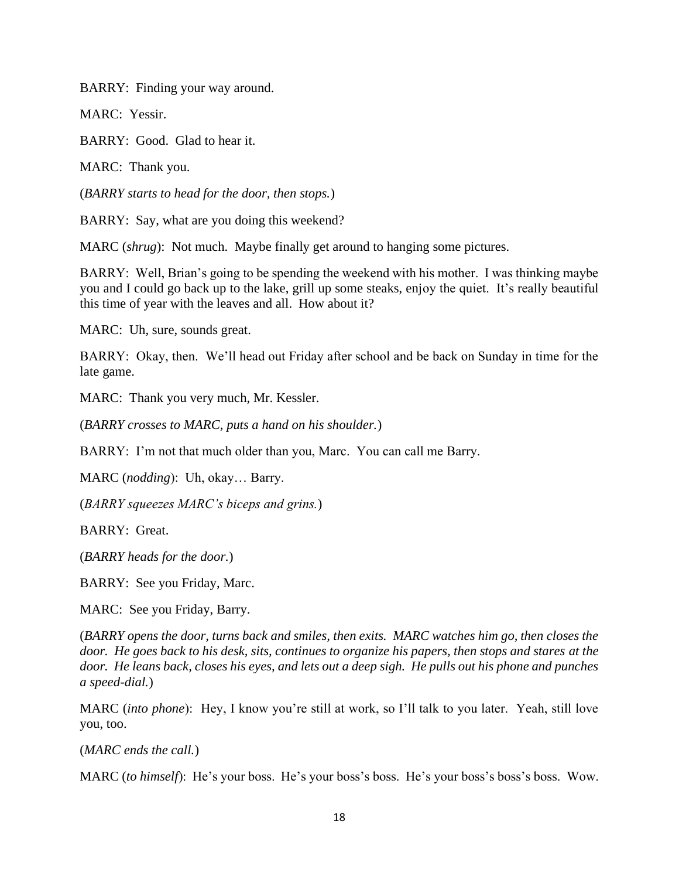BARRY: Finding your way around.

MARC: Yessir.

BARRY: Good. Glad to hear it.

MARC: Thank you.

(*BARRY starts to head for the door, then stops.*)

BARRY: Say, what are you doing this weekend?

MARC (*shrug*): Not much. Maybe finally get around to hanging some pictures.

BARRY: Well, Brian's going to be spending the weekend with his mother. I was thinking maybe you and I could go back up to the lake, grill up some steaks, enjoy the quiet. It's really beautiful this time of year with the leaves and all. How about it?

MARC: Uh, sure, sounds great.

BARRY: Okay, then. We'll head out Friday after school and be back on Sunday in time for the late game.

MARC: Thank you very much, Mr. Kessler.

(*BARRY crosses to MARC, puts a hand on his shoulder.*)

BARRY: I'm not that much older than you, Marc. You can call me Barry.

MARC (*nodding*): Uh, okay… Barry.

(*BARRY squeezes MARC's biceps and grins.*)

BARRY: Great.

(*BARRY heads for the door.*)

BARRY: See you Friday, Marc.

MARC: See you Friday, Barry.

(*BARRY opens the door, turns back and smiles, then exits. MARC watches him go, then closes the door. He goes back to his desk, sits, continues to organize his papers, then stops and stares at the door. He leans back, closes his eyes, and lets out a deep sigh. He pulls out his phone and punches a speed-dial.*)

MARC (*into phone*): Hey, I know you're still at work, so I'll talk to you later. Yeah, still love you, too.

(*MARC ends the call.*)

MARC (*to himself*): He's your boss. He's your boss's boss. He's your boss's boss's boss. Wow.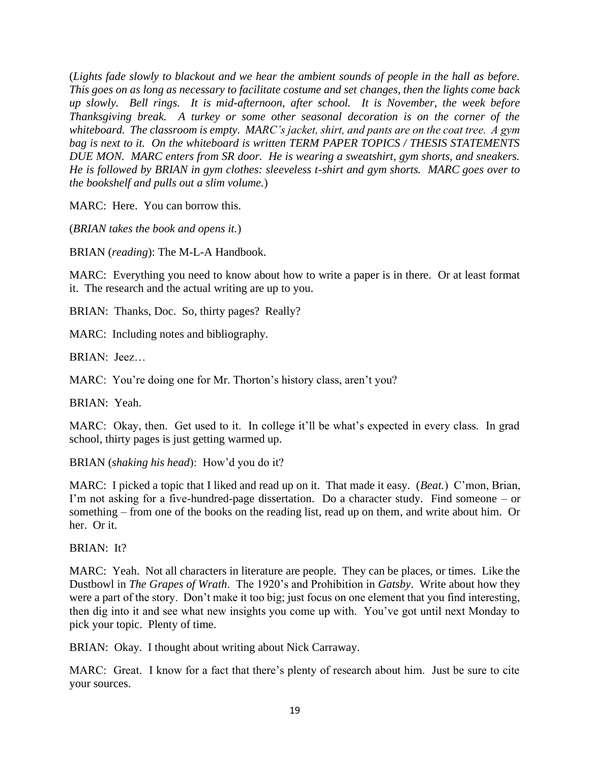(*Lights fade slowly to blackout and we hear the ambient sounds of people in the hall as before. This goes on as long as necessary to facilitate costume and set changes, then the lights come back up slowly. Bell rings. It is mid-afternoon, after school. It is November, the week before Thanksgiving break. A turkey or some other seasonal decoration is on the corner of the whiteboard. The classroom is empty. MARC's jacket, shirt, and pants are on the coat tree. A gym bag is next to it. On the whiteboard is written TERM PAPER TOPICS / THESIS STATEMENTS DUE MON. MARC enters from SR door. He is wearing a sweatshirt, gym shorts, and sneakers. He is followed by BRIAN in gym clothes: sleeveless t-shirt and gym shorts. MARC goes over to the bookshelf and pulls out a slim volume.*)

MARC: Here. You can borrow this.

(*BRIAN takes the book and opens it.*)

BRIAN (*reading*): The M-L-A Handbook.

MARC: Everything you need to know about how to write a paper is in there. Or at least format it. The research and the actual writing are up to you.

BRIAN: Thanks, Doc. So, thirty pages? Really?

MARC: Including notes and bibliography.

BRIAN: Jeez…

MARC: You're doing one for Mr. Thorton's history class, aren't you?

BRIAN: Yeah.

MARC: Okay, then. Get used to it. In college it'll be what's expected in every class. In grad school, thirty pages is just getting warmed up.

BRIAN (*shaking his head*): How'd you do it?

MARC: I picked a topic that I liked and read up on it. That made it easy. (*Beat.*) C'mon, Brian, I'm not asking for a five-hundred-page dissertation. Do a character study. Find someone – or something – from one of the books on the reading list, read up on them, and write about him. Or her. Or it.

BRIAN: It?

MARC: Yeah. Not all characters in literature are people. They can be places, or times. Like the Dustbowl in *The Grapes of Wrath*. The 1920's and Prohibition in *Gatsby*. Write about how they were a part of the story. Don't make it too big; just focus on one element that you find interesting, then dig into it and see what new insights you come up with. You've got until next Monday to pick your topic. Plenty of time.

BRIAN: Okay. I thought about writing about Nick Carraway.

MARC: Great. I know for a fact that there's plenty of research about him. Just be sure to cite your sources.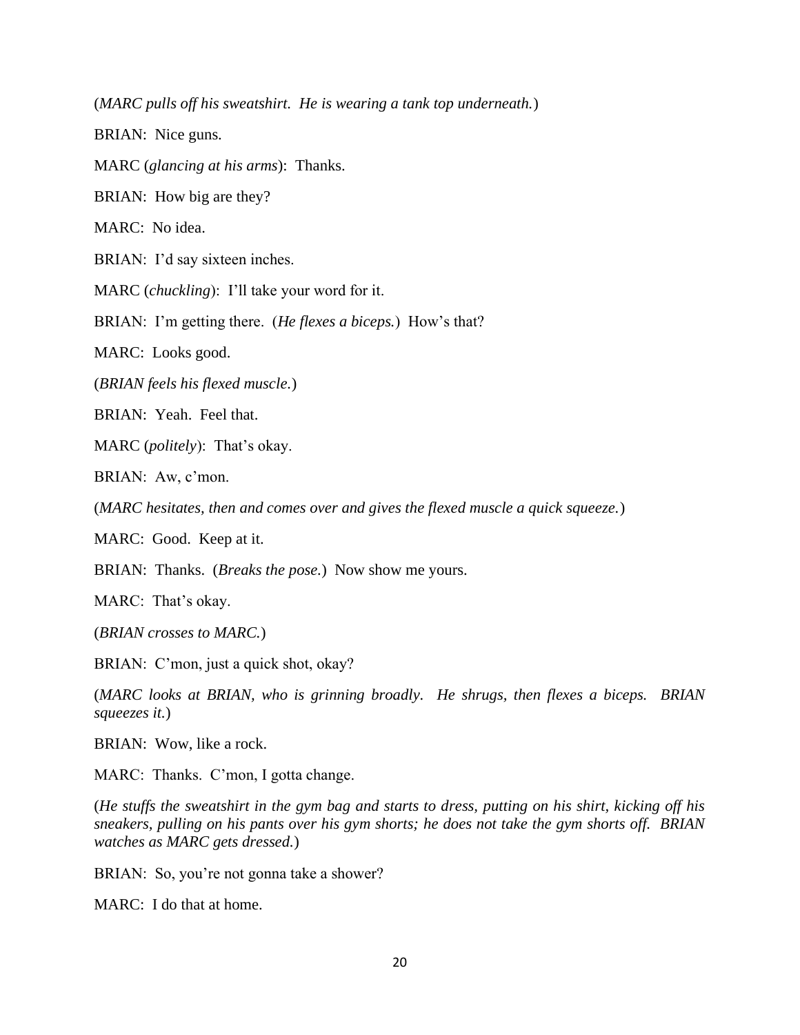(*MARC pulls off his sweatshirt. He is wearing a tank top underneath.*)

BRIAN: Nice guns.

MARC (*glancing at his arms*): Thanks.

BRIAN: How big are they?

MARC: No idea.

BRIAN: I'd say sixteen inches.

MARC (*chuckling*): I'll take your word for it.

BRIAN: I'm getting there. (*He flexes a biceps.*) How's that?

MARC: Looks good.

(*BRIAN feels his flexed muscle.*)

BRIAN: Yeah. Feel that.

MARC (*politely*): That's okay.

BRIAN: Aw, c'mon.

(*MARC hesitates, then and comes over and gives the flexed muscle a quick squeeze.*)

MARC: Good. Keep at it.

BRIAN: Thanks. (*Breaks the pose.*) Now show me yours.

MARC: That's okay.

(*BRIAN crosses to MARC.*)

BRIAN: C'mon, just a quick shot, okay?

(*MARC looks at BRIAN, who is grinning broadly. He shrugs, then flexes a biceps. BRIAN squeezes it.*)

BRIAN: Wow, like a rock.

MARC: Thanks. C'mon, I gotta change.

(*He stuffs the sweatshirt in the gym bag and starts to dress, putting on his shirt, kicking off his sneakers, pulling on his pants over his gym shorts; he does not take the gym shorts off. BRIAN watches as MARC gets dressed.*)

BRIAN: So, you're not gonna take a shower?

MARC: I do that at home.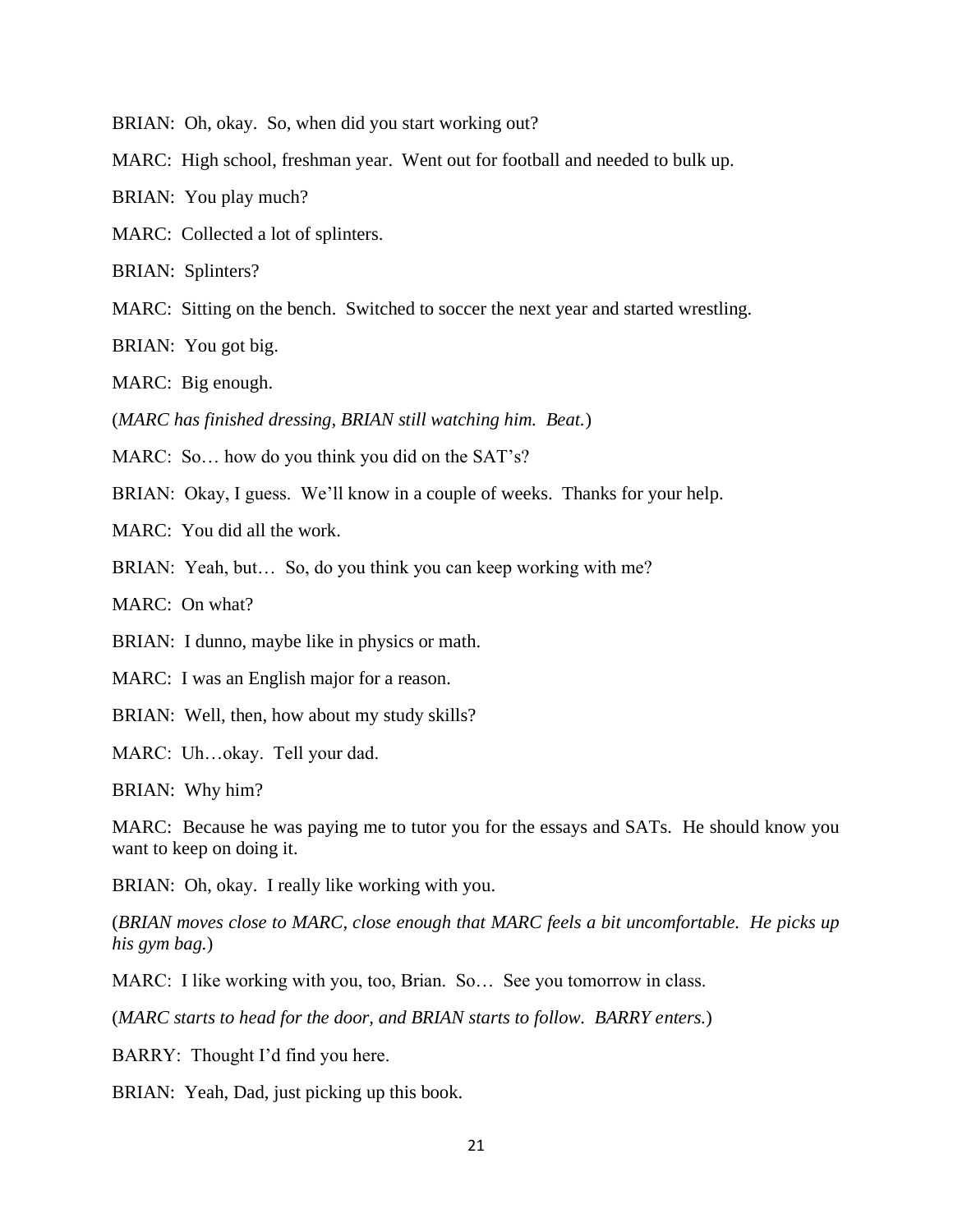BRIAN: Oh, okay. So, when did you start working out?

MARC: High school, freshman year. Went out for football and needed to bulk up.

BRIAN: You play much?

MARC: Collected a lot of splinters.

BRIAN: Splinters?

MARC: Sitting on the bench. Switched to soccer the next year and started wrestling.

BRIAN: You got big.

MARC: Big enough.

(*MARC has finished dressing, BRIAN still watching him. Beat.*)

MARC: So… how do you think you did on the SAT's?

BRIAN: Okay, I guess. We'll know in a couple of weeks. Thanks for your help.

MARC: You did all the work.

BRIAN: Yeah, but… So, do you think you can keep working with me?

MARC: On what?

BRIAN: I dunno, maybe like in physics or math.

MARC: I was an English major for a reason.

BRIAN: Well, then, how about my study skills?

MARC: Uh…okay. Tell your dad.

BRIAN: Why him?

MARC: Because he was paying me to tutor you for the essays and SATs. He should know you want to keep on doing it.

BRIAN: Oh, okay. I really like working with you.

(*BRIAN moves close to MARC, close enough that MARC feels a bit uncomfortable. He picks up his gym bag.*)

MARC: I like working with you, too, Brian. So… See you tomorrow in class.

(*MARC starts to head for the door, and BRIAN starts to follow. BARRY enters.*)

BARRY: Thought I'd find you here.

BRIAN: Yeah, Dad, just picking up this book.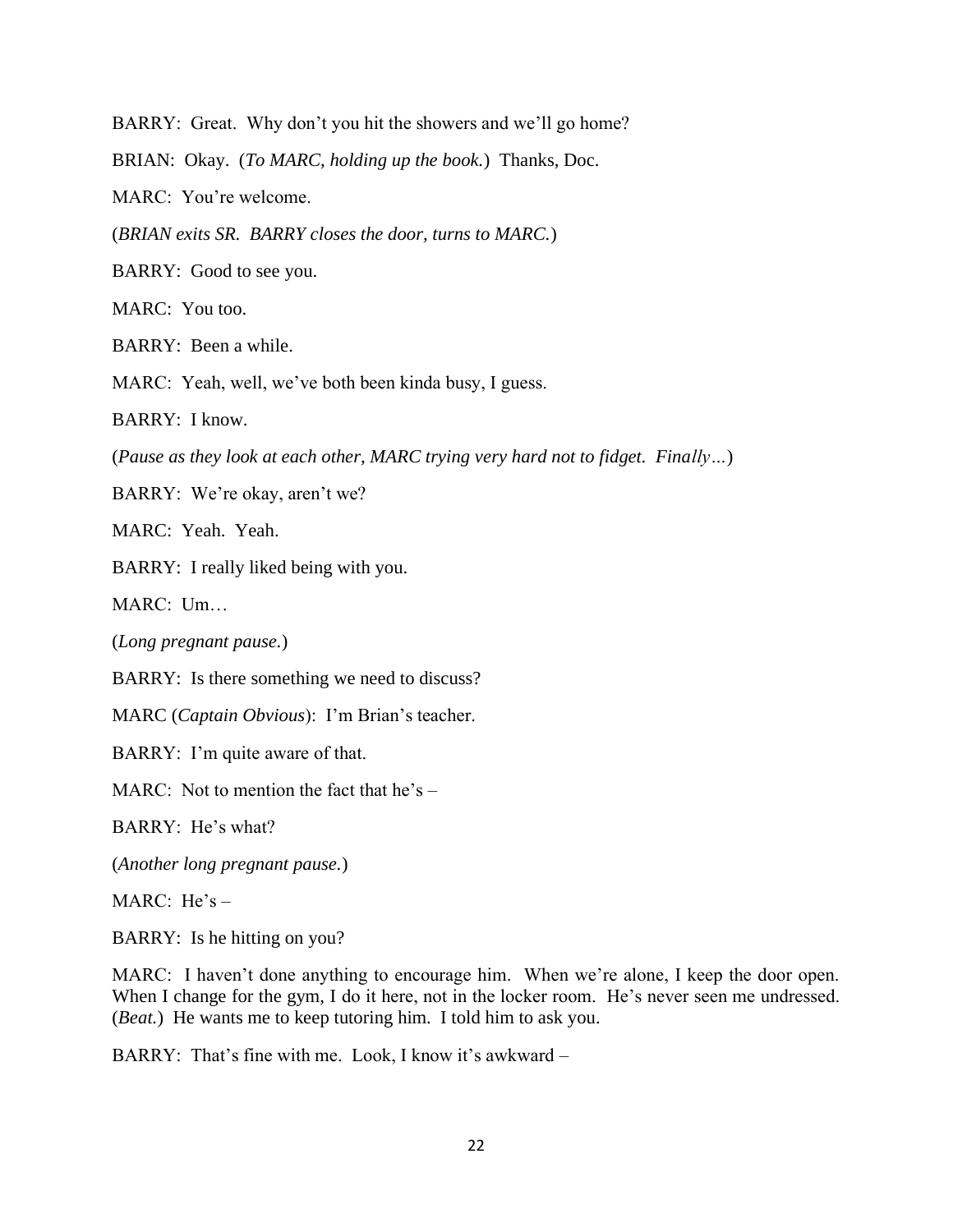BARRY: Great. Why don’t you hit the showers and we’ll go home?

BRIAN: Okay. (*To MARC, holding up the book.*) Thanks, Doc.

MARC: You’re welcome.

(*BRIAN exits SR. BARRY closes the door, turns to MARC.*)

BARRY: Good to see you.

MARC: You too.

BARRY: Been a while.

MARC: Yeah, well, we’ve both been kinda busy, I guess.

BARRY: I know.

(*Pause as they look at each other, MARC trying very hard not to fidget. Finally…*)

BARRY: We’re okay, aren’t we?

MARC: Yeah. Yeah.

BARRY: I really liked being with you.

MARC: Um…

(*Long pregnant pause.*)

BARRY: Is there something we need to discuss?

MARC (*Captain Obvious*): I’m Brian’s teacher.

BARRY: I’m quite aware of that.

MARC: Not to mention the fact that he’s –

BARRY: He’s what?

(*Another long pregnant pause.*)

MARC: He’s –

BARRY: Is he hitting on you?

MARC: I haven’t done anything to encourage him. When we’re alone, I keep the door open. When I change for the gym, I do it here, not in the locker room. He’s never seen me undressed. (*Beat.*) He wants me to keep tutoring him. I told him to ask you.

BARRY: That’s fine with me. Look, I know it’s awkward –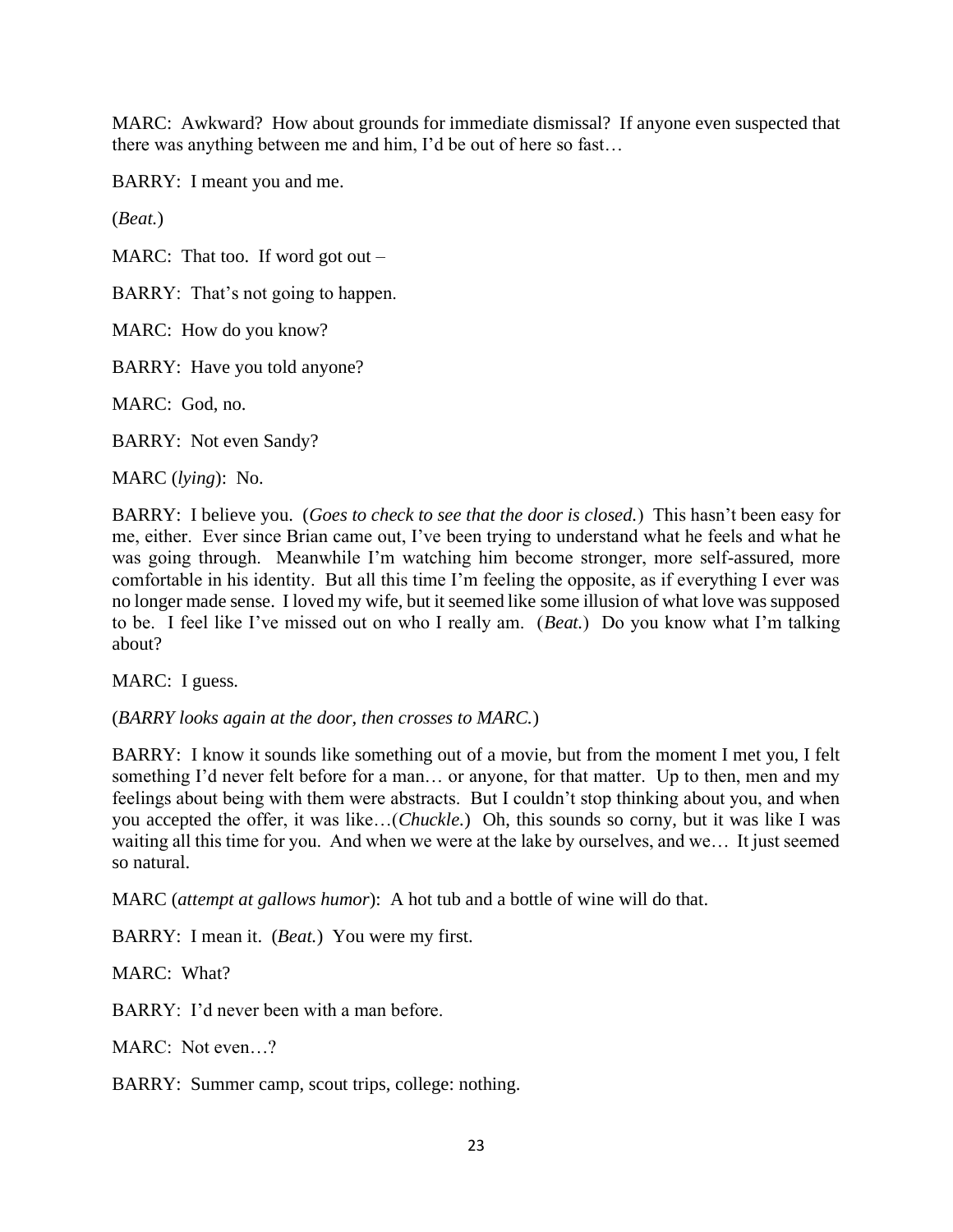MARC: Awkward? How about grounds for immediate dismissal? If anyone even suspected that there was anything between me and him, I'd be out of here so fast…

BARRY: I meant you and me.

(*Beat.*)

MARC: That too. If word got out –

BARRY: That's not going to happen.

MARC: How do you know?

BARRY: Have you told anyone?

MARC: God, no.

BARRY: Not even Sandy?

MARC (*lying*): No.

BARRY: I believe you. (*Goes to check to see that the door is closed.*) This hasn't been easy for me, either. Ever since Brian came out, I've been trying to understand what he feels and what he was going through. Meanwhile I'm watching him become stronger, more self-assured, more comfortable in his identity. But all this time I'm feeling the opposite, as if everything I ever was no longer made sense. I loved my wife, but it seemed like some illusion of what love was supposed to be. I feel like I've missed out on who I really am. (*Beat.*) Do you know what I'm talking about?

MARC: I guess.

(*BARRY looks again at the door, then crosses to MARC.*)

BARRY: I know it sounds like something out of a movie, but from the moment I met you, I felt something I'd never felt before for a man… or anyone, for that matter. Up to then, men and my feelings about being with them were abstracts. But I couldn't stop thinking about you, and when you accepted the offer, it was like…(*Chuckle.*) Oh, this sounds so corny, but it was like I was waiting all this time for you. And when we were at the lake by ourselves, and we… It just seemed so natural.

MARC (*attempt at gallows humor*): A hot tub and a bottle of wine will do that.

BARRY: I mean it. (*Beat.*) You were my first.

MARC: What?

BARRY: I'd never been with a man before.

MARC: Not even…?

BARRY: Summer camp, scout trips, college: nothing.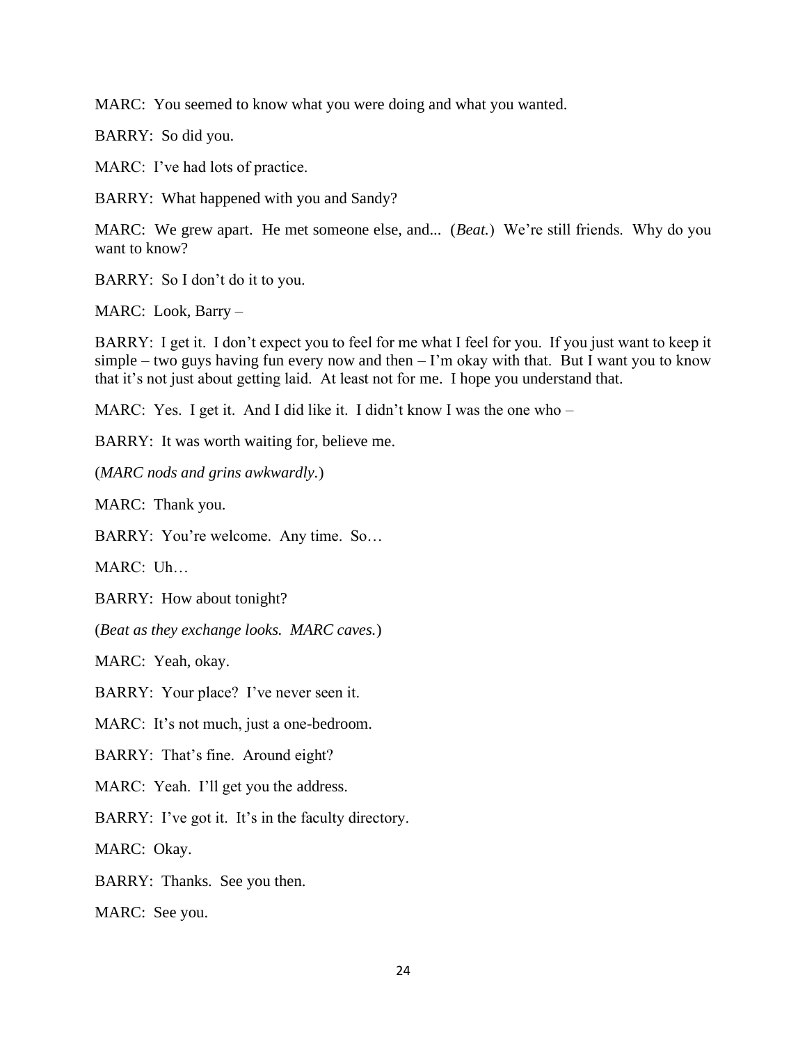MARC: You seemed to know what you were doing and what you wanted.

BARRY: So did you.

MARC: I've had lots of practice.

BARRY: What happened with you and Sandy?

MARC: We grew apart. He met someone else, and... (*Beat.*) We're still friends. Why do you want to know?

BARRY: So I don't do it to you.

MARC: Look, Barry –

BARRY: I get it. I don't expect you to feel for me what I feel for you. If you just want to keep it simple – two guys having fun every now and then – I'm okay with that. But I want you to know that it's not just about getting laid. At least not for me. I hope you understand that.

MARC: Yes. I get it. And I did like it. I didn't know I was the one who –

BARRY: It was worth waiting for, believe me.

(*MARC nods and grins awkwardly.*)

MARC: Thank you.

BARRY: You're welcome. Any time. So…

MARC: Uh…

BARRY: How about tonight?

(*Beat as they exchange looks. MARC caves.*)

MARC: Yeah, okay.

BARRY: Your place? I've never seen it.

MARC: It's not much, just a one-bedroom.

BARRY: That's fine. Around eight?

MARC: Yeah. I'll get you the address.

BARRY: I've got it. It's in the faculty directory.

MARC: Okay.

BARRY: Thanks. See you then.

MARC: See you.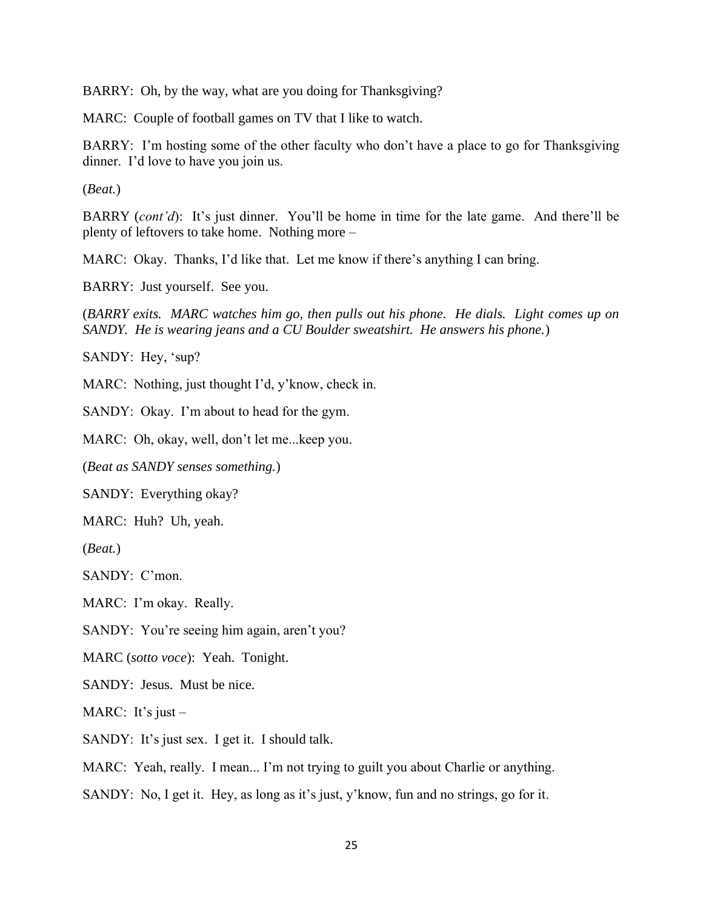BARRY: Oh, by the way, what are you doing for Thanksgiving?

MARC: Couple of football games on TV that I like to watch.

BARRY: I'm hosting some of the other faculty who don't have a place to go for Thanksgiving dinner. I'd love to have you join us.

(*Beat.*)

BARRY (*cont'd*): It's just dinner. You'll be home in time for the late game. And there'll be plenty of leftovers to take home. Nothing more –

MARC: Okay. Thanks, I'd like that. Let me know if there's anything I can bring.

BARRY: Just yourself. See you.

(*BARRY exits. MARC watches him go, then pulls out his phone. He dials. Light comes up on SANDY. He is wearing jeans and a CU Boulder sweatshirt. He answers his phone.*)

SANDY: Hey, 'sup?

MARC: Nothing, just thought I'd, y'know, check in.

SANDY: Okay. I'm about to head for the gym.

MARC: Oh, okay, well, don't let me...keep you.

(*Beat as SANDY senses something.*)

SANDY: Everything okay?

MARC: Huh? Uh, yeah.

(*Beat.*)

SANDY: C'mon.

MARC: I'm okay. Really.

SANDY: You're seeing him again, aren't you?

MARC (*sotto voce*): Yeah. Tonight.

SANDY: Jesus. Must be nice.

MARC: It's just –

SANDY: It's just sex. I get it. I should talk.

MARC: Yeah, really. I mean... I'm not trying to guilt you about Charlie or anything.

SANDY: No, I get it. Hey, as long as it's just, y'know, fun and no strings, go for it.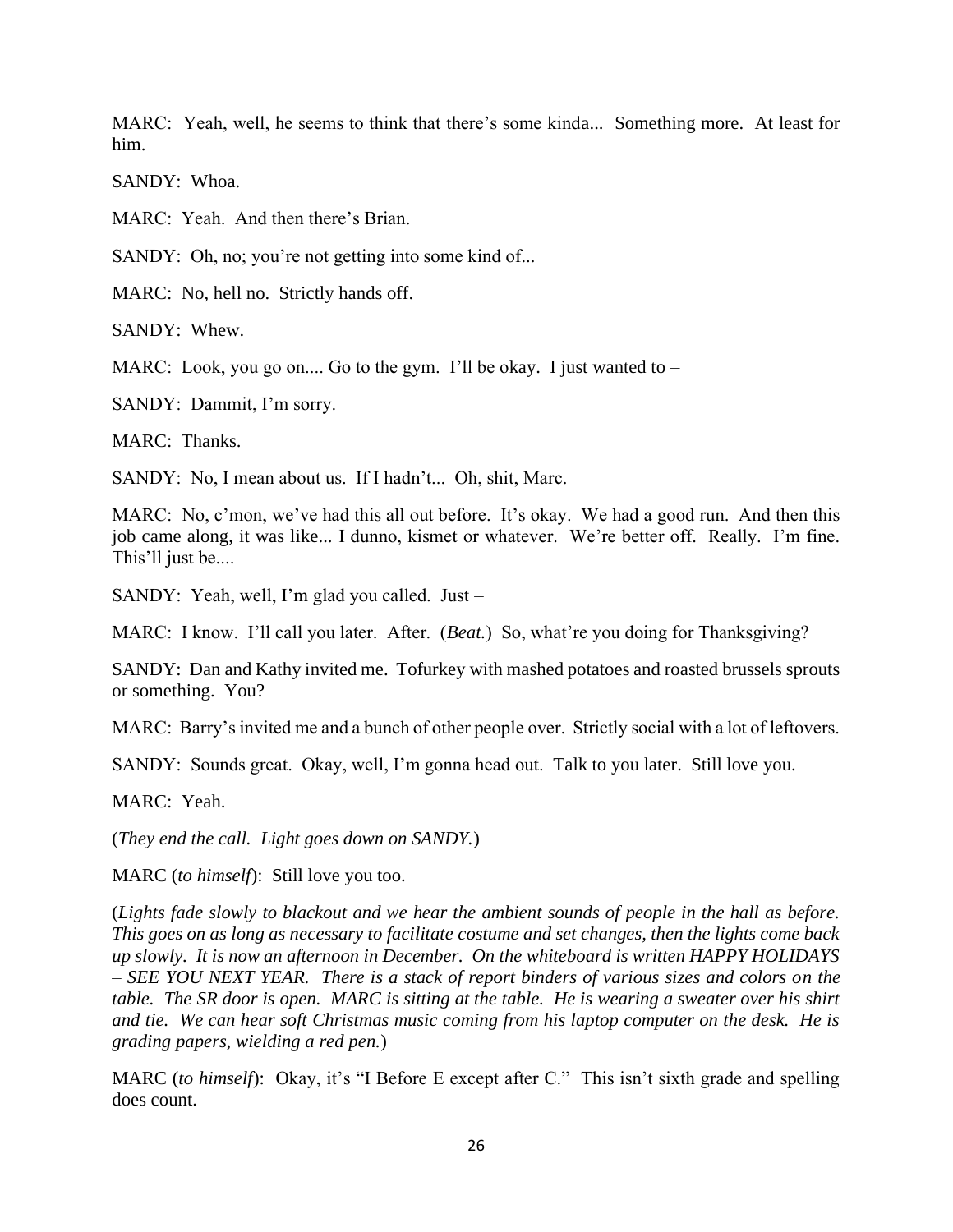MARC: Yeah, well, he seems to think that there's some kinda... Something more. At least for him.

SANDY: Whoa.

MARC: Yeah. And then there's Brian.

SANDY: Oh, no; you're not getting into some kind of...

MARC: No, hell no. Strictly hands off.

SANDY: Whew.

MARC: Look, you go on.... Go to the gym. I'll be okay. I just wanted to –

SANDY: Dammit, I'm sorry.

MARC: Thanks.

SANDY: No, I mean about us. If I hadn't... Oh, shit, Marc.

MARC: No, c'mon, we've had this all out before. It's okay. We had a good run. And then this job came along, it was like... I dunno, kismet or whatever. We're better off. Really. I'm fine. This'll just be....

SANDY: Yeah, well, I'm glad you called. Just –

MARC: I know. I'll call you later. After. (*Beat.*) So, what're you doing for Thanksgiving?

SANDY: Dan and Kathy invited me. Tofurkey with mashed potatoes and roasted brussels sprouts or something. You?

MARC: Barry's invited me and a bunch of other people over. Strictly social with a lot of leftovers.

SANDY: Sounds great. Okay, well, I'm gonna head out. Talk to you later. Still love you.

MARC: Yeah.

(*They end the call. Light goes down on SANDY.*)

MARC (*to himself*): Still love you too.

(*Lights fade slowly to blackout and we hear the ambient sounds of people in the hall as before. This goes on as long as necessary to facilitate costume and set changes, then the lights come back up slowly. It is now an afternoon in December. On the whiteboard is written HAPPY HOLIDAYS – SEE YOU NEXT YEAR. There is a stack of report binders of various sizes and colors on the table. The SR door is open. MARC is sitting at the table. He is wearing a sweater over his shirt and tie. We can hear soft Christmas music coming from his laptop computer on the desk. He is grading papers, wielding a red pen.*)

MARC (*to himself*): Okay, it's "I Before E except after C." This isn't sixth grade and spelling does count.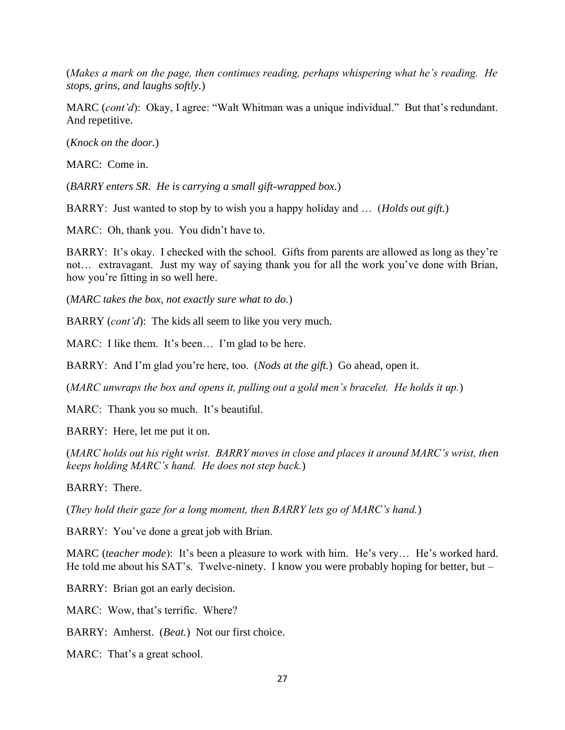(*Makes a mark on the page, then continues reading, perhaps whispering what he's reading. He stops, grins, and laughs softly.*)

MARC (*cont'd*): Okay, I agree: "Walt Whitman was a unique individual." But that's redundant. And repetitive.

(*Knock on the door.*)

MARC: Come in.

(*BARRY enters SR. He is carrying a small gift-wrapped box.*)

BARRY: Just wanted to stop by to wish you a happy holiday and … (*Holds out gift.*)

MARC: Oh, thank you. You didn't have to.

BARRY: It's okay. I checked with the school. Gifts from parents are allowed as long as they're not… extravagant. Just my way of saying thank you for all the work you've done with Brian, how you're fitting in so well here.

(*MARC takes the box, not exactly sure what to do.*)

BARRY (*cont'd*): The kids all seem to like you very much.

MARC: I like them. It's been… I'm glad to be here.

BARRY: And I'm glad you're here, too. (*Nods at the gift.*) Go ahead, open it.

(*MARC unwraps the box and opens it, pulling out a gold men's bracelet. He holds it up.*)

MARC: Thank you so much. It's beautiful.

BARRY: Here, let me put it on.

(*MARC holds out his right wrist. BARRY moves in close and places it around MARC's wrist, then keeps holding MARC's hand. He does not step back.*)

BARRY: There.

(*They hold their gaze for a long moment, then BARRY lets go of MARC's hand.*)

BARRY: You've done a great job with Brian.

MARC (*teacher mode*): It's been a pleasure to work with him. He's very… He's worked hard. He told me about his SAT's. Twelve-ninety. I know you were probably hoping for better, but –

BARRY: Brian got an early decision.

MARC: Wow, that's terrific. Where?

BARRY: Amherst. (*Beat.*) Not our first choice.

MARC: That's a great school.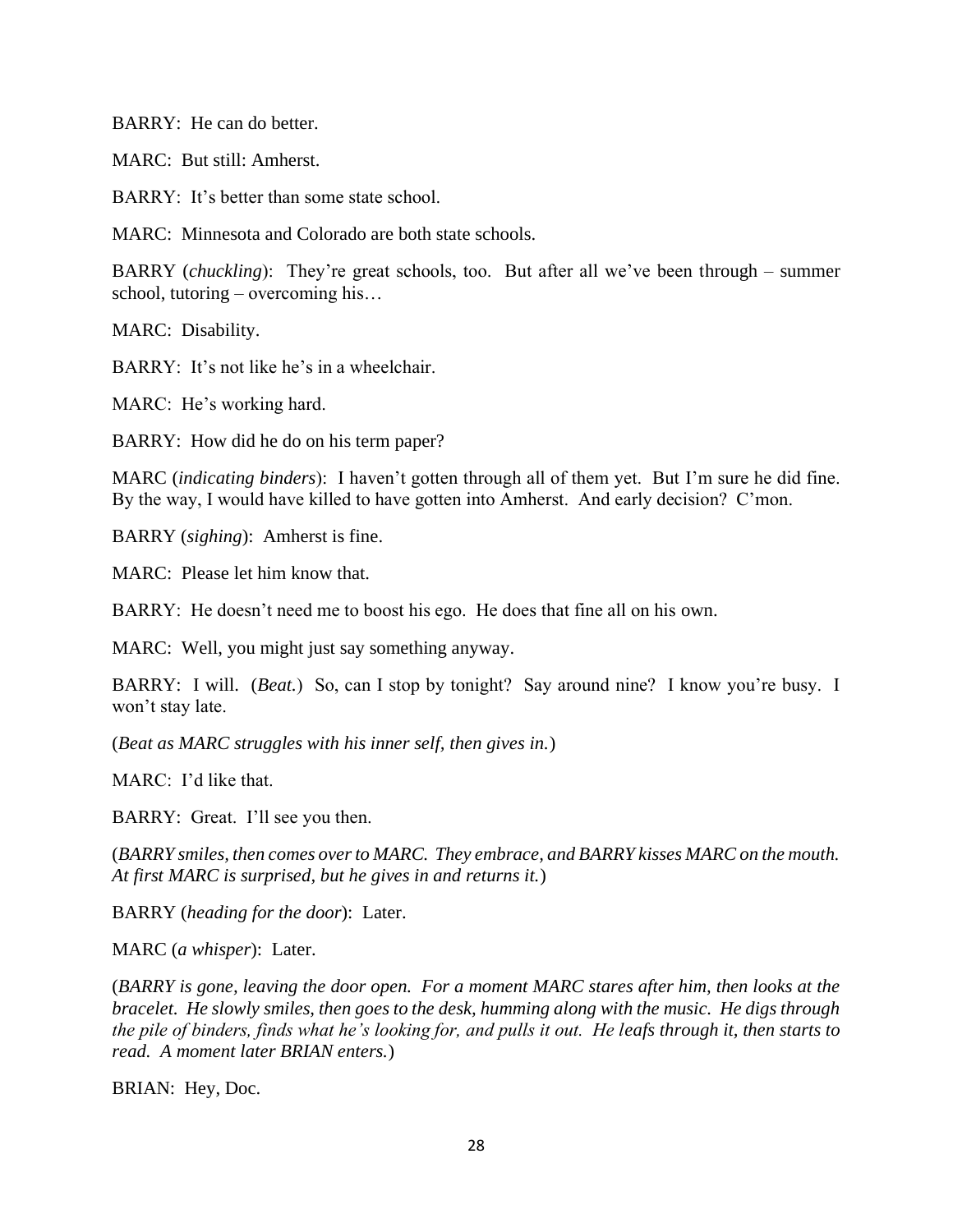BARRY: He can do better.

MARC: But still: Amherst.

BARRY: It's better than some state school.

MARC: Minnesota and Colorado are both state schools.

BARRY (*chuckling*): They're great schools, too. But after all we've been through – summer school, tutoring – overcoming his…

MARC: Disability.

BARRY: It's not like he's in a wheelchair.

MARC: He's working hard.

BARRY: How did he do on his term paper?

MARC (*indicating binders*): I haven't gotten through all of them yet. But I'm sure he did fine. By the way, I would have killed to have gotten into Amherst. And early decision? C'mon.

BARRY (*sighing*): Amherst is fine.

MARC: Please let him know that.

BARRY: He doesn't need me to boost his ego. He does that fine all on his own.

MARC: Well, you might just say something anyway.

BARRY: I will. (*Beat.*) So, can I stop by tonight? Say around nine? I know you're busy. I won't stay late.

(*Beat as MARC struggles with his inner self, then gives in.*)

MARC: I'd like that.

BARRY: Great. I'll see you then.

(*BARRY smiles, then comes over to MARC. They embrace, and BARRY kisses MARC on the mouth. At first MARC is surprised, but he gives in and returns it.*)

BARRY (*heading for the door*): Later.

MARC (*a whisper*): Later.

(*BARRY is gone, leaving the door open. For a moment MARC stares after him, then looks at the bracelet. He slowly smiles, then goes to the desk, humming along with the music. He digs through the pile of binders, finds what he's looking for, and pulls it out. He leafs through it, then starts to read. A moment later BRIAN enters.*)

BRIAN: Hey, Doc.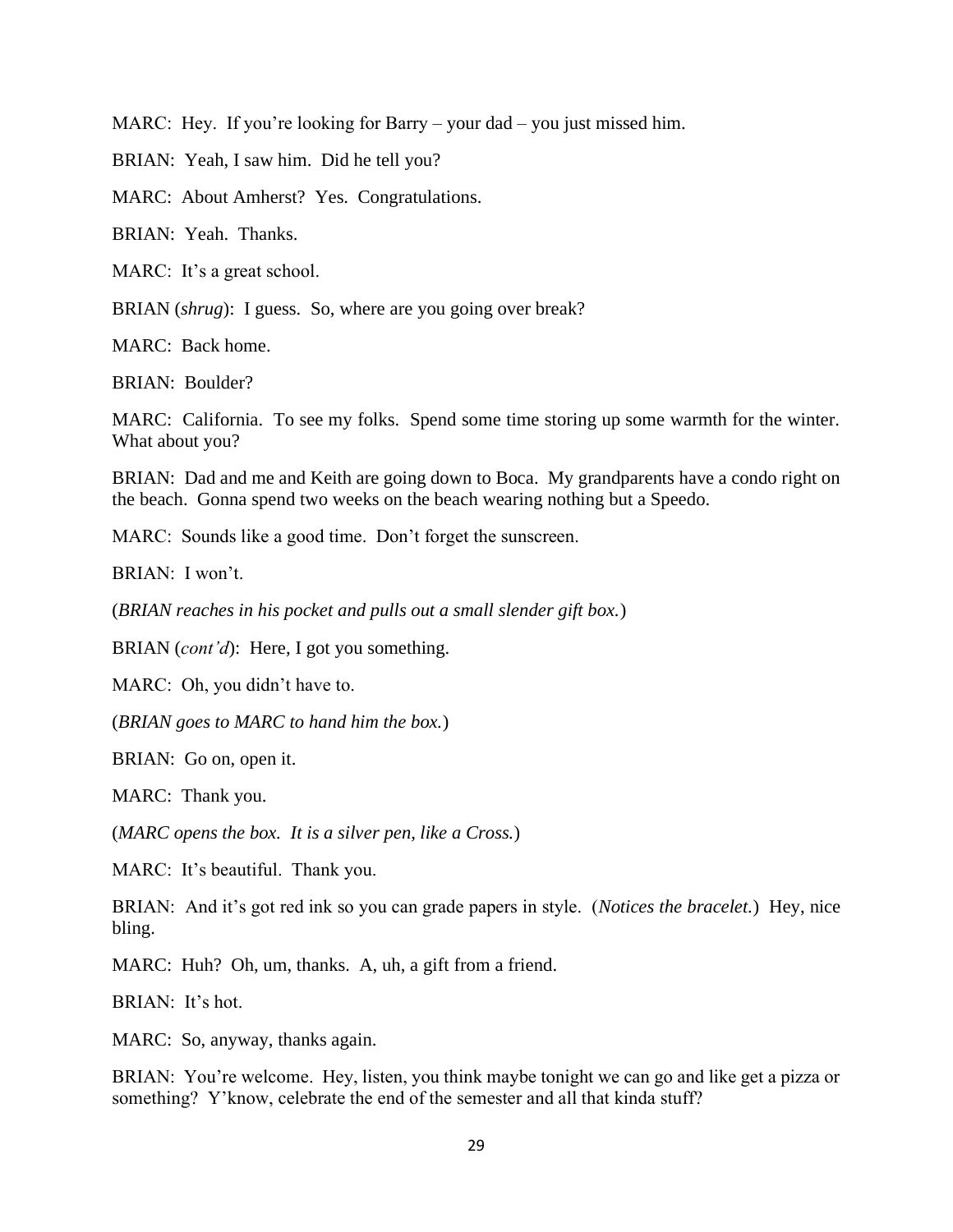MARC: Hey. If you're looking for Barry – your dad – you just missed him.

BRIAN: Yeah, I saw him. Did he tell you?

MARC: About Amherst? Yes. Congratulations.

BRIAN: Yeah. Thanks.

MARC: It's a great school.

BRIAN (*shrug*): I guess. So, where are you going over break?

MARC: Back home.

BRIAN: Boulder?

MARC: California. To see my folks. Spend some time storing up some warmth for the winter. What about you?

BRIAN: Dad and me and Keith are going down to Boca. My grandparents have a condo right on the beach. Gonna spend two weeks on the beach wearing nothing but a Speedo.

MARC: Sounds like a good time. Don't forget the sunscreen.

BRIAN: I won't.

(*BRIAN reaches in his pocket and pulls out a small slender gift box.*)

BRIAN (*cont'd*): Here, I got you something.

MARC: Oh, you didn't have to.

(*BRIAN goes to MARC to hand him the box.*)

BRIAN: Go on, open it.

MARC: Thank you.

(*MARC opens the box. It is a silver pen, like a Cross.*)

MARC: It's beautiful. Thank you.

BRIAN: And it's got red ink so you can grade papers in style. (*Notices the bracelet.*) Hey, nice bling.

MARC: Huh? Oh, um, thanks. A, uh, a gift from a friend.

BRIAN: It's hot.

MARC: So, anyway, thanks again.

BRIAN: You're welcome. Hey, listen, you think maybe tonight we can go and like get a pizza or something? Y'know, celebrate the end of the semester and all that kinda stuff?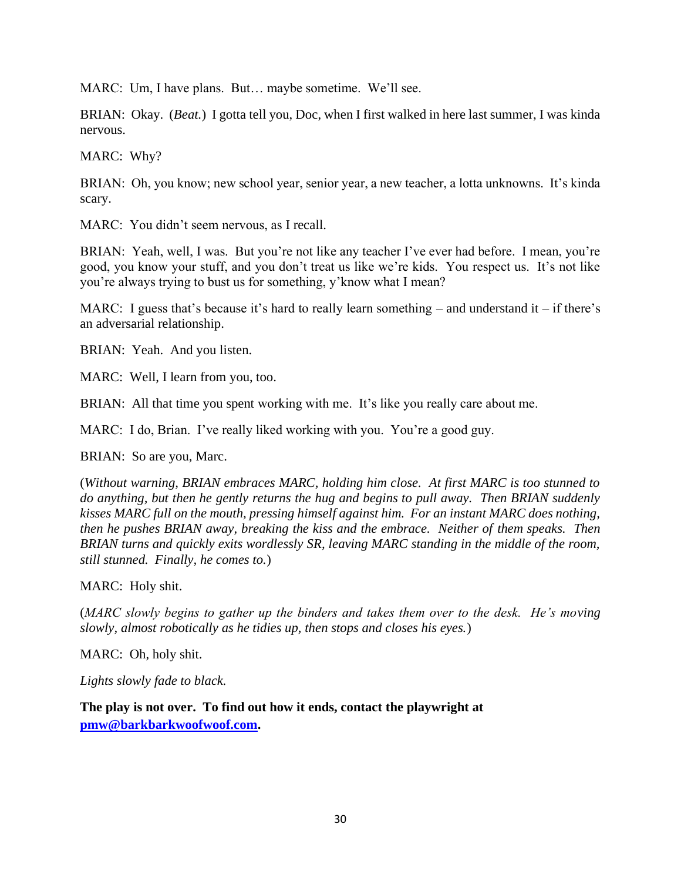MARC: Um, I have plans. But… maybe sometime. We'll see.

BRIAN: Okay. (*Beat.*) I gotta tell you, Doc, when I first walked in here last summer, I was kinda nervous.

MARC: Why?

BRIAN: Oh, you know; new school year, senior year, a new teacher, a lotta unknowns. It's kinda scary.

MARC: You didn't seem nervous, as I recall.

BRIAN: Yeah, well, I was. But you're not like any teacher I've ever had before. I mean, you're good, you know your stuff, and you don't treat us like we're kids. You respect us. It's not like you're always trying to bust us for something, y'know what I mean?

MARC: I guess that's because it's hard to really learn something – and understand it – if there's an adversarial relationship.

BRIAN: Yeah. And you listen.

MARC: Well, I learn from you, too.

BRIAN: All that time you spent working with me. It's like you really care about me.

MARC: I do, Brian. I've really liked working with you. You're a good guy.

BRIAN: So are you, Marc.

(*Without warning, BRIAN embraces MARC, holding him close. At first MARC is too stunned to do anything, but then he gently returns the hug and begins to pull away. Then BRIAN suddenly kisses MARC full on the mouth, pressing himself against him. For an instant MARC does nothing, then he pushes BRIAN away, breaking the kiss and the embrace. Neither of them speaks. Then BRIAN turns and quickly exits wordlessly SR, leaving MARC standing in the middle of the room, still stunned. Finally, he comes to.*)

MARC: Holy shit.

(*MARC slowly begins to gather up the binders and takes them over to the desk. He's moving slowly, almost robotically as he tidies up, then stops and closes his eyes.*)

MARC: Oh, holy shit.

*Lights slowly fade to black.*

**The play is not over. To find out how it ends, contact the playwright at [pmw@barkbarkwoofwoof.com](mailto:pmw@barkbarkwoofwoof.com).**